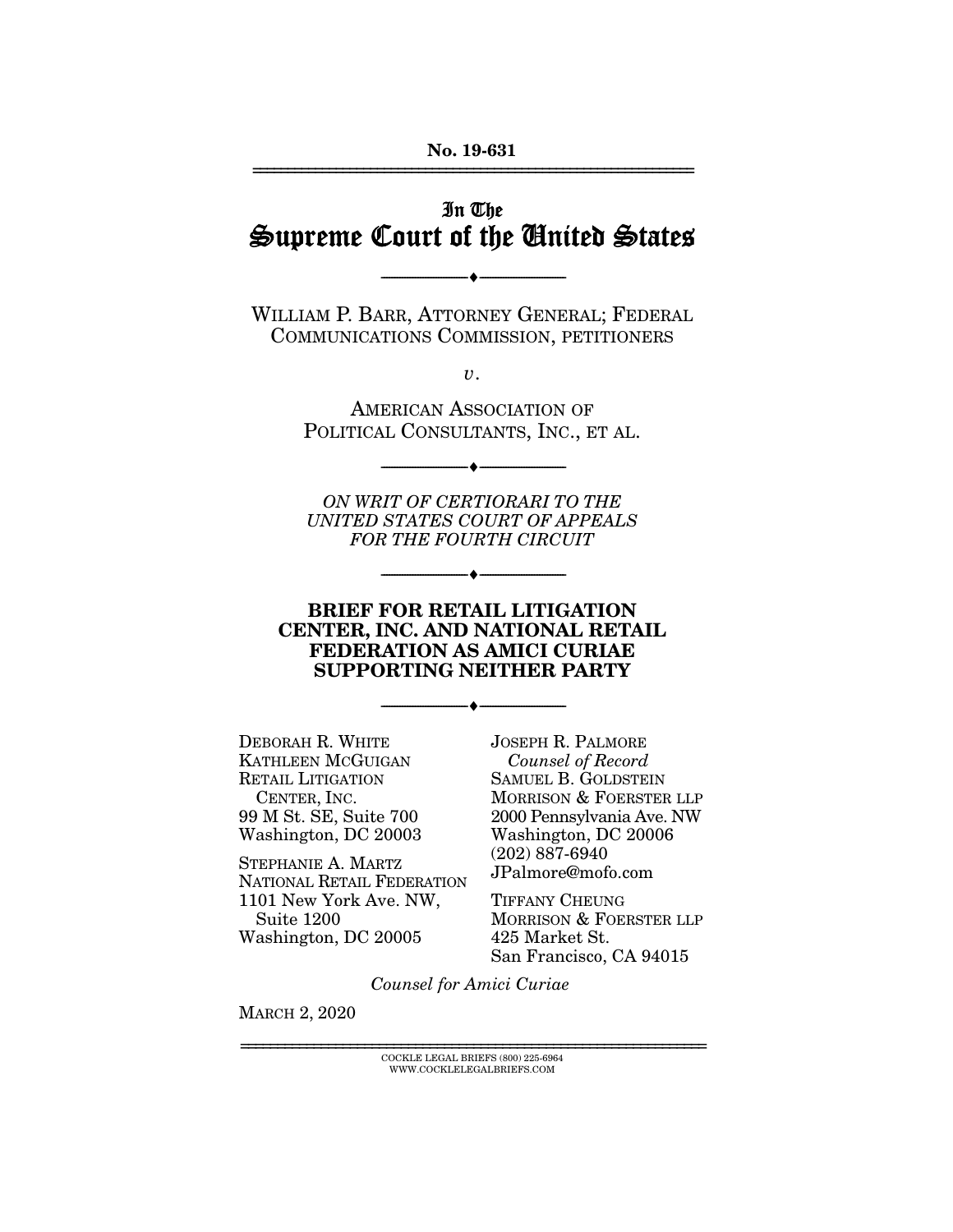No. 19-631

---

In The

# Supreme Court of the United States

---

WILLIAM P. BARR, ATTORNEY GENERAL; FEDERAL COMMUNICATIONS COMMISSION, PETITIONERS

*v.*

AMERICAN ASSOCIATION OF POLITICAL CONSULTANTS, INC., ET AL.

---

*ON WRIT OF CERTIORARI TO THE UNITED STATES COURT OF APPEALS FOR THE FOURTH CIRCUIT*

---

**BRIEF FOR RETAIL LITIGATION CENTER, INC. AND NATIONAL RETAIL FEDERATION AS AMICI CURIAE SUPPORTING NEITHER PARTY**

---

DEBORAH R. WHITE
KATHLEEN MCGUIGAN
RETAIL LITIGATION CENTER, INC.
99 M St. SE, Suite 700
Washington, DC 20003

STEPHANIE A. MARTZ
NATIONAL RETAIL FEDERATION
1101 New York Ave. NW, Suite 1200
Washington, DC 20005

JOSEPH R. PALMORE
*Counsel of Record*
SAMUEL B. GOLDSTEIN
MORRISON & FOERSTER LLP
2000 Pennsylvania Ave. NW
Washington, DC 20006
(202) 887-6940
JPalmore@mofo.com

TIFFANY CHEUNG
MORRISON & FOERSTER LLP
425 Market St.
San Francisco, CA 94015

*Counsel for Amici Curiae*

MARCH 2, 2020

---

COCKLE LEGAL BRIEFS (800) 225-6964
WWW.COCKLELEGALBRIEFS.COM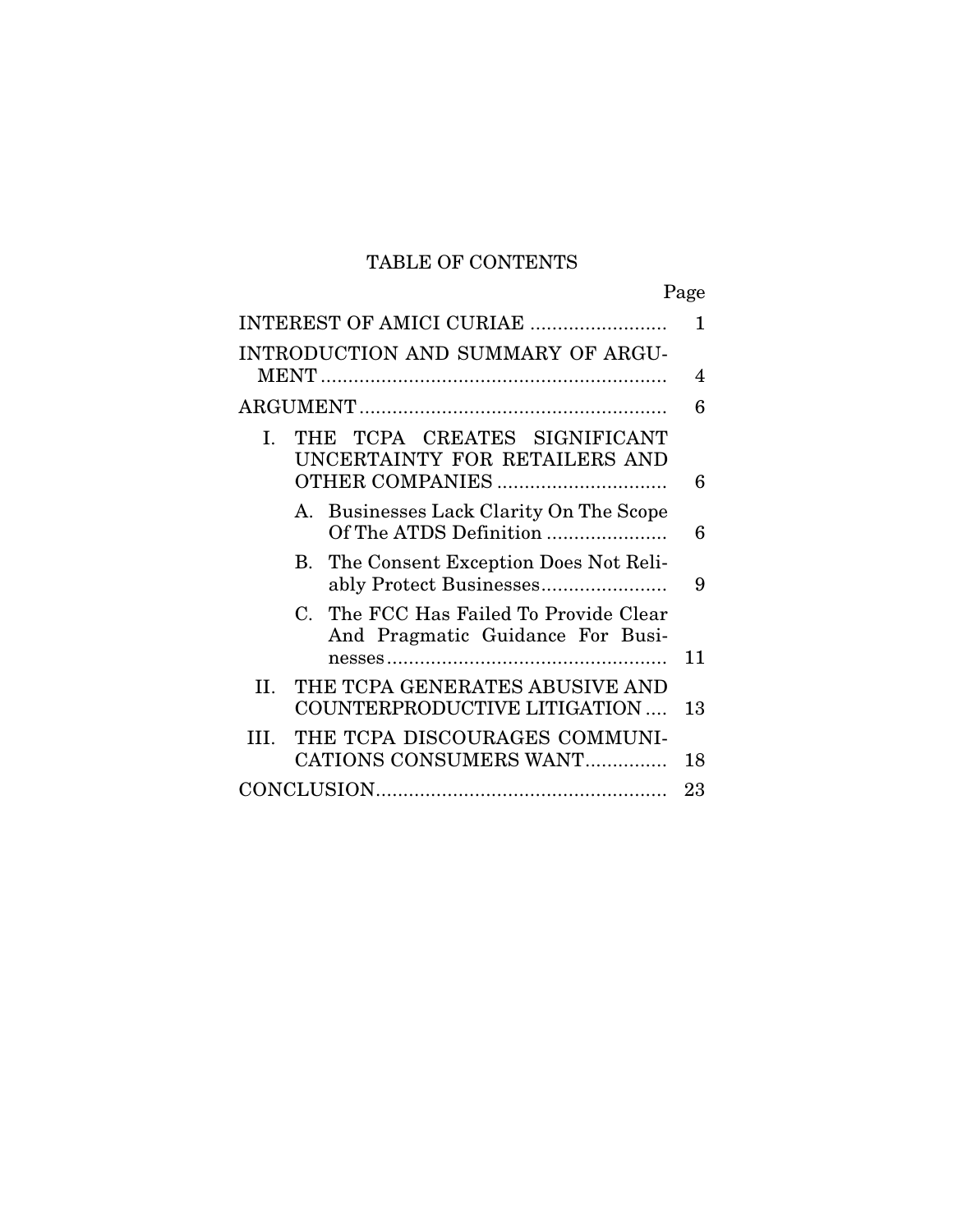# TABLE OF CONTENTS

| | Page |
|---|---|
| INTEREST OF AMICI CURIAE | 1 |
| INTRODUCTION AND SUMMARY OF ARGUMENT | 4 |
| ARGUMENT | 6 |
| I. THE TCPA CREATES SIGNIFICANT UNCERTAINTY FOR RETAILERS AND OTHER COMPANIES | 6 |
| A. Businesses Lack Clarity On The Scope Of The ATDS Definition | 6 |
| B. The Consent Exception Does Not Reliably Protect Businesses | 9 |
| C. The FCC Has Failed To Provide Clear And Pragmatic Guidance For Businesses | 11 |
| II. THE TCPA GENERATES ABUSIVE AND COUNTERPRODUCTIVE LITIGATION | 13 |
| III. THE TCPA DISCOURAGES COMMUNICATIONS CONSUMERS WANT | 18 |
| CONCLUSION | 23 |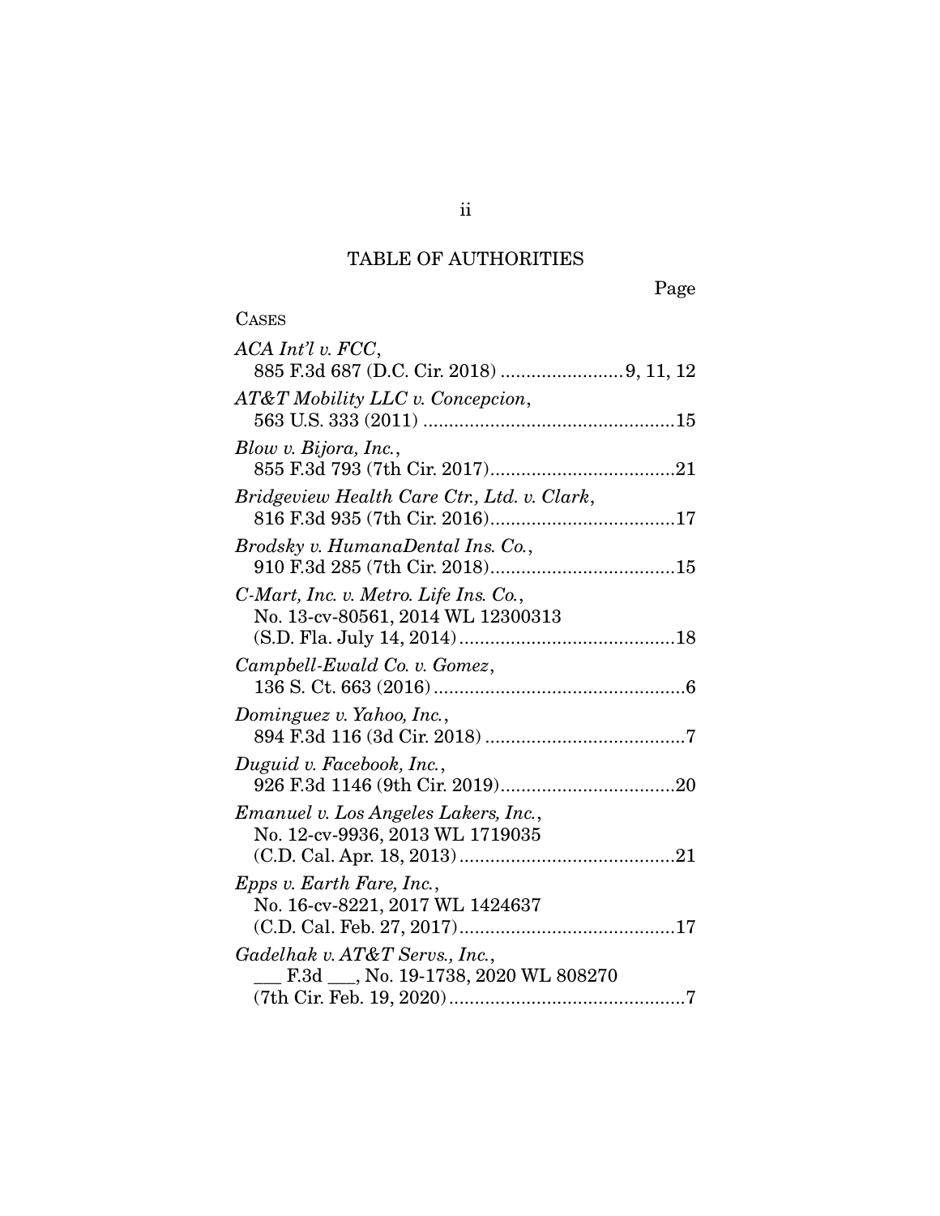# TABLE OF AUTHORITIES

Page

CASES

*ACA Int'l v. FCC*,
885 F.3d 687 (D.C. Cir. 2018) ........................9, 11, 12

*AT&T Mobility LLC v. Concepcion*,
563 U.S. 333 (2011) .................................................15

*Blow v. Bijora, Inc.*,
855 F.3d 793 (7th Cir. 2017)....................................21

*Bridgeview Health Care Ctr., Ltd. v. Clark*,
816 F.3d 935 (7th Cir. 2016)....................................17

*Brodsky v. HumanaDental Ins. Co.*,
910 F.3d 285 (7th Cir. 2018)....................................15

*C-Mart, Inc. v. Metro. Life Ins. Co.*,
No. 13-cv-80561, 2014 WL 12300313
(S.D. Fla. July 14, 2014)..........................................18

*Campbell-Ewald Co. v. Gomez*,
136 S. Ct. 663 (2016).................................................6

*Dominguez v. Yahoo, Inc.*,
894 F.3d 116 (3d Cir. 2018) .......................................7

*Duguid v. Facebook, Inc.*,
926 F.3d 1146 (9th Cir. 2019)..................................20

*Emanuel v. Los Angeles Lakers, Inc.*,
No. 12-cv-9936, 2013 WL 1719035
(C.D. Cal. Apr. 18, 2013)..........................................21

*Epps v. Earth Fare, Inc.*,
No. 16-cv-8221, 2017 WL 1424637
(C.D. Cal. Feb. 27, 2017)..........................................17

*Gadelhak v. AT&T Servs., Inc.*,
___ F.3d ___, No. 19-1738, 2020 WL 808270
(7th Cir. Feb. 19, 2020)..............................................7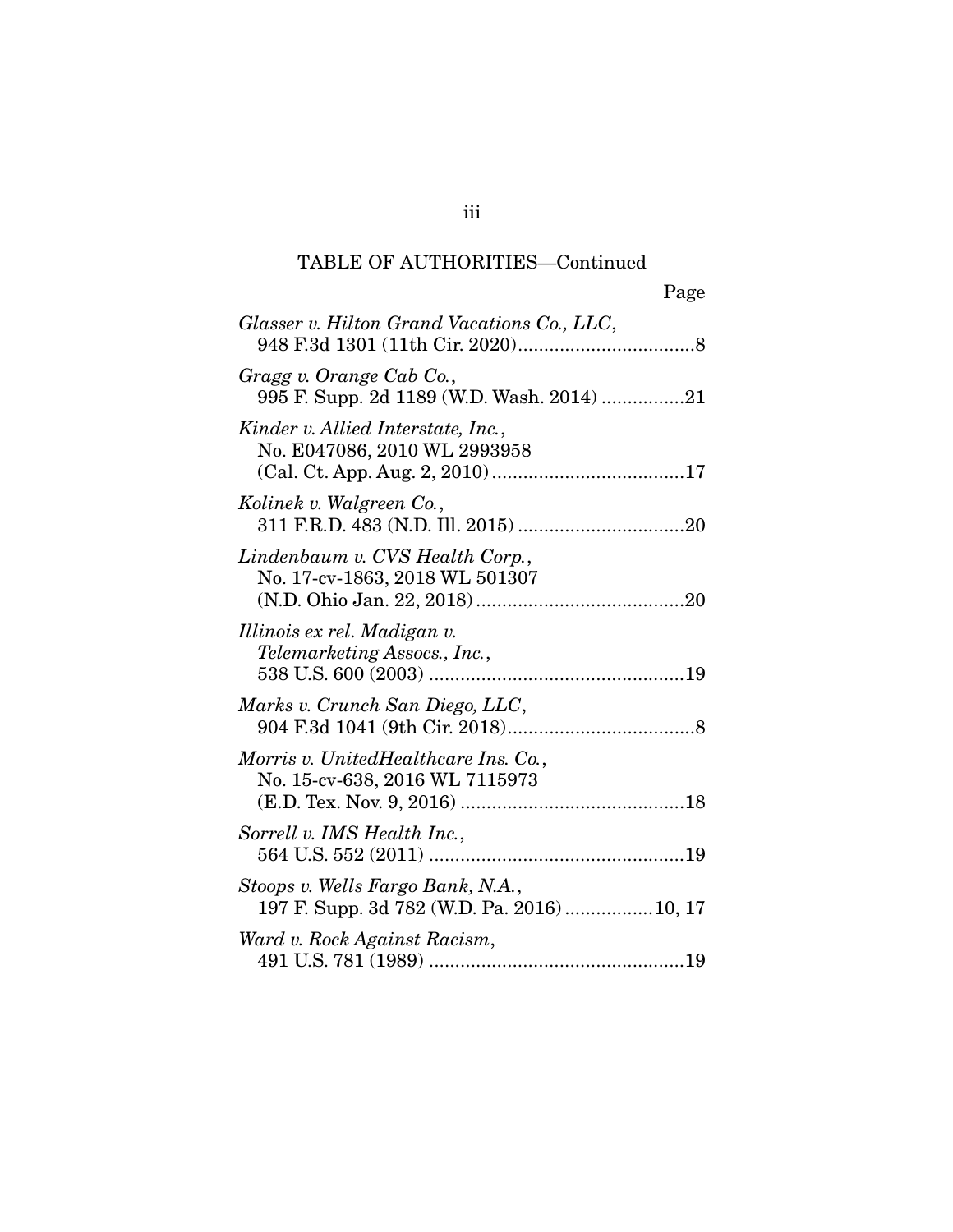TABLE OF AUTHORITIES—Continued

Page

*Glasser v. Hilton Grand Vacations Co., LLC*, 948 F.3d 1301 (11th Cir. 2020) .................................8

*Gragg v. Orange Cab Co.*, 995 F. Supp. 2d 1189 (W.D. Wash. 2014) ................21

*Kinder v. Allied Interstate, Inc.*, No. E047086, 2010 WL 2993958 (Cal. Ct. App. Aug. 2, 2010) .....................................17

*Kolinek v. Walgreen Co.*, 311 F.R.D. 483 (N.D. Ill. 2015) ................................20

*Lindenbaum v. CVS Health Corp.*, No. 17-cv-1863, 2018 WL 501307 (N.D. Ohio Jan. 22, 2018) ........................................20

*Illinois ex rel. Madigan v. Telemarketing Assocs., Inc.*, 538 U.S. 600 (2003) .................................................19

*Marks v. Crunch San Diego, LLC*, 904 F.3d 1041 (9th Cir. 2018)....................................8

*Morris v. UnitedHealthcare Ins. Co.*, No. 15-cv-638, 2016 WL 7115973 (E.D. Tex. Nov. 9, 2016) ...........................................18

*Sorrell v. IMS Health Inc.*, 564 U.S. 552 (2011) .................................................19

*Stoops v. Wells Fargo Bank, N.A.*, 197 F. Supp. 3d 782 (W.D. Pa. 2016) .................10, 17

*Ward v. Rock Against Racism*, 491 U.S. 781 (1989) .................................................19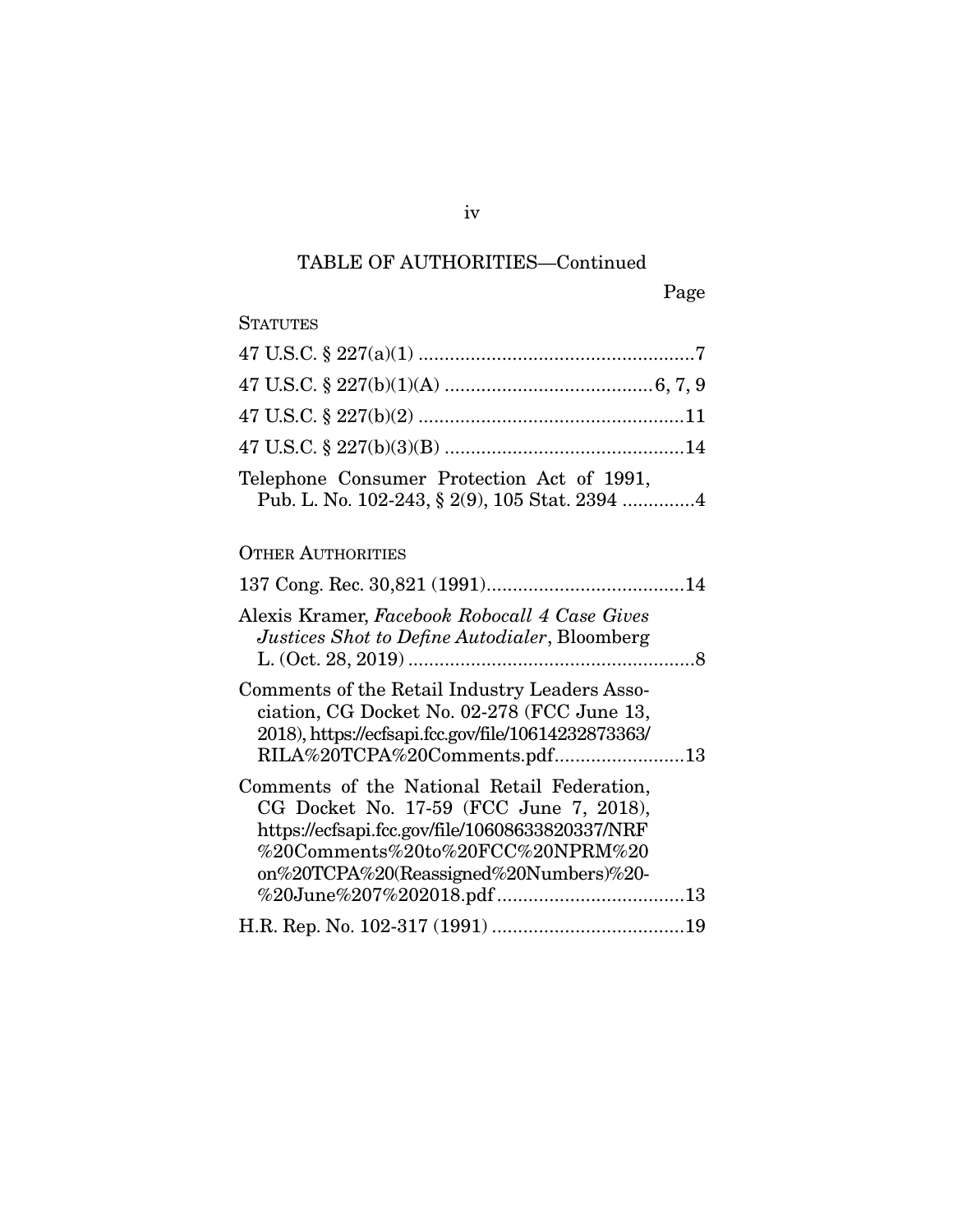TABLE OF AUTHORITIES—Continued

Page

STATUTES

47 U.S.C. § 227(a)(1) ....................................................7

47 U.S.C. § 227(b)(1)(A) .......................................6, 7, 9

47 U.S.C. § 227(b)(2) ...................................................11

47 U.S.C. § 227(b)(3)(B) .............................................14

Telephone Consumer Protection Act of 1991, Pub. L. No. 102-243, § 2(9), 105 Stat. 2394 .............4

OTHER AUTHORITIES

137 Cong. Rec. 30,821 (1991).....................................14

Alexis Kramer, *Facebook Robocall 4 Case Gives Justices Shot to Define Autodialer*, Bloomberg L. (Oct. 28, 2019) .......................................................8

Comments of the Retail Industry Leaders Association, CG Docket No. 02-278 (FCC June 13, 2018), https://ecfsapi.fcc.gov/file/10614232873363/RILA%20TCPA%20Comments.pdf.........................13

Comments of the National Retail Federation, CG Docket No. 17-59 (FCC June 7, 2018), https://ecfsapi.fcc.gov/file/10608633820337/NRF%20Comments%20to%20FCC%20NPRM%20on%20TCPA%20(Reassigned%20Numbers)%20-%20June%207%202018.pdf ....................................13

H.R. Rep. No. 102-317 (1991) .....................................19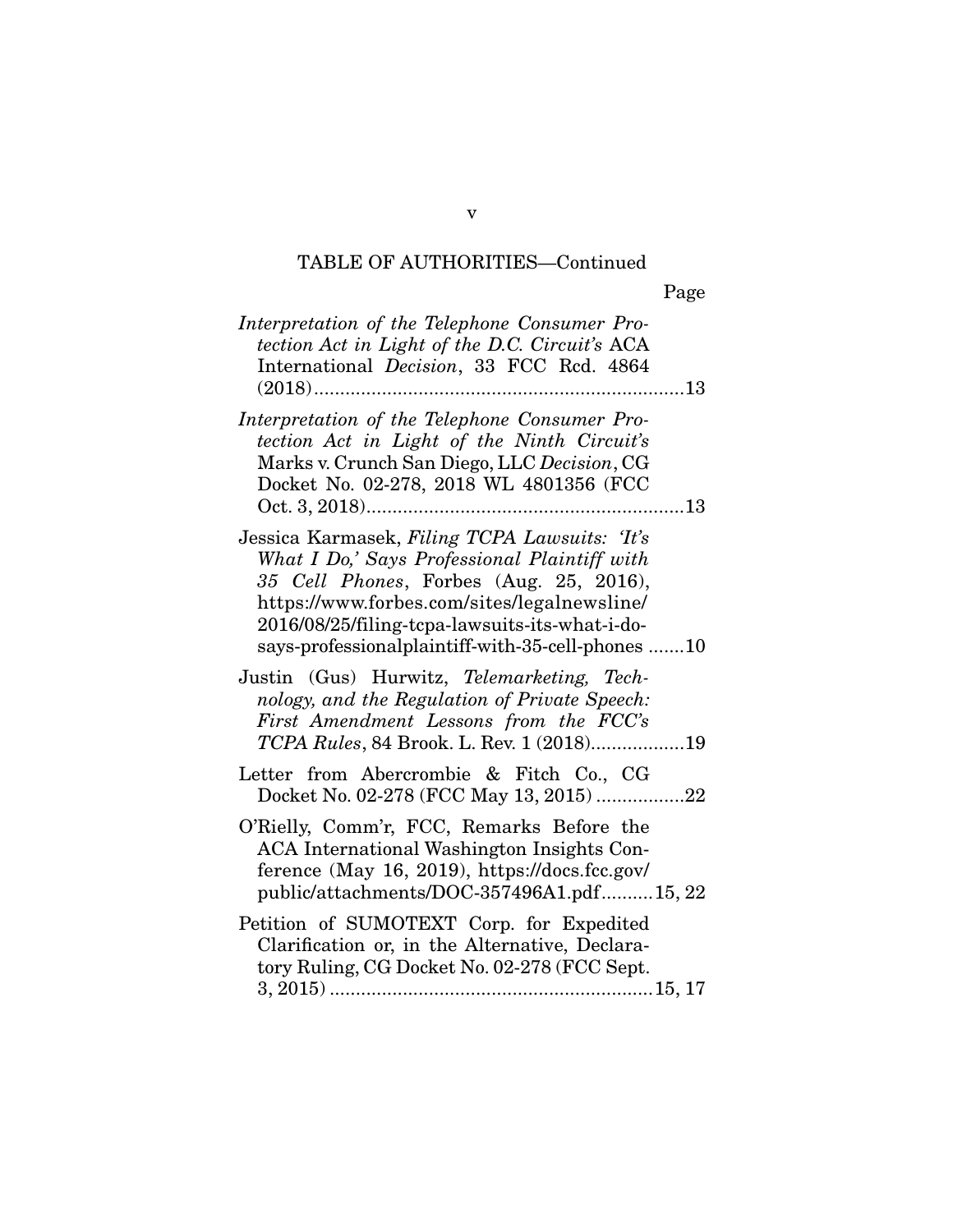TABLE OF AUTHORITIES—Continued

Page

*Interpretation of the Telephone Consumer Protection Act in Light of the D.C. Circuit's* ACA International *Decision*, 33 FCC Rcd. 4864 (2018) ....................................................................13

*Interpretation of the Telephone Consumer Protection Act in Light of the Ninth Circuit's* Marks v. Crunch San Diego, LLC *Decision*, CG Docket No. 02-278, 2018 WL 4801356 (FCC Oct. 3, 2018) ..........................................................13

Jessica Karmasek, *Filing TCPA Lawsuits: 'It's What I Do,' Says Professional Plaintiff with 35 Cell Phones*, Forbes (Aug. 25, 2016), https://www.forbes.com/sites/legalnewsline/2016/08/25/filing-tcpa-lawsuits-its-what-i-do-says-professionalplaintiff-with-35-cell-phones .......10

Justin (Gus) Hurwitz, *Telemarketing, Technology, and the Regulation of Private Speech: First Amendment Lessons from the FCC's TCPA Rules*, 84 Brook. L. Rev. 1 (2018)..................19

Letter from Abercrombie & Fitch Co., CG Docket No. 02-278 (FCC May 13, 2015) .................22

O'Rielly, Comm'r, FCC, Remarks Before the ACA International Washington Insights Conference (May 16, 2019), https://docs.fcc.gov/public/attachments/DOC-357496A1.pdf..........15, 22

Petition of SUMOTEXT Corp. for Expedited Clarification or, in the Alternative, Declaratory Ruling, CG Docket No. 02-278 (FCC Sept. 3, 2015) .............................................................15, 17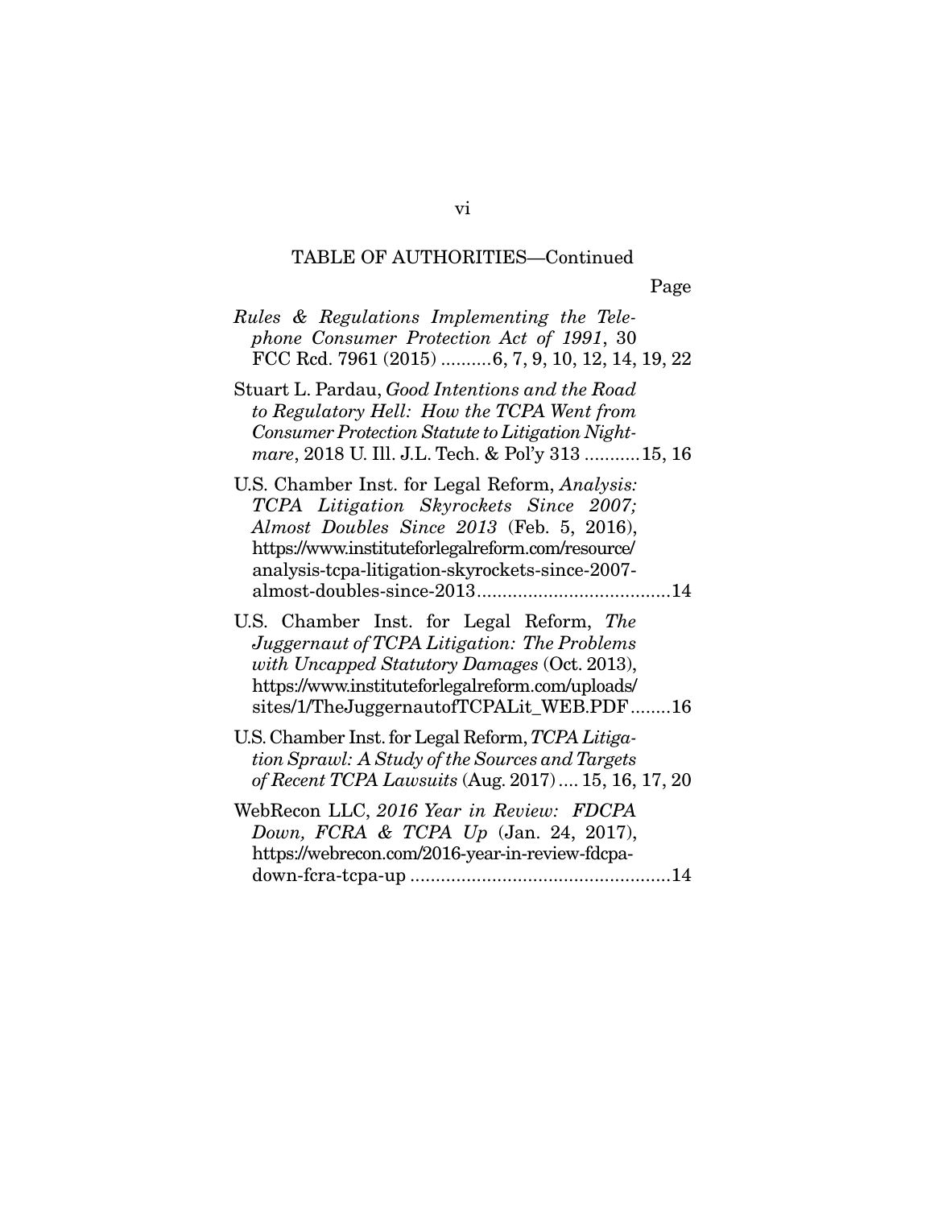TABLE OF AUTHORITIES—Continued

Page

*Rules & Regulations Implementing the Telephone Consumer Protection Act of 1991*, 30 FCC Rcd. 7961 (2015) ..........6, 7, 9, 10, 12, 14, 19, 22

Stuart L. Pardau, *Good Intentions and the Road to Regulatory Hell: How the TCPA Went from Consumer Protection Statute to Litigation Nightmare*, 2018 U. Ill. J.L. Tech. & Pol'y 313 ...........15, 16

U.S. Chamber Inst. for Legal Reform, *Analysis: TCPA Litigation Skyrockets Since 2007; Almost Doubles Since 2013* (Feb. 5, 2016), https://www.instituteforlegalreform.com/resource/analysis-tcpa-litigation-skyrockets-since-2007-almost-doubles-since-2013......................................14

U.S. Chamber Inst. for Legal Reform, *The Juggernaut of TCPA Litigation: The Problems with Uncapped Statutory Damages* (Oct. 2013), https://www.instituteforlegalreform.com/uploads/sites/1/TheJuggernautofTCPALit_WEB.PDF........16

U.S. Chamber Inst. for Legal Reform, *TCPA Litigation Sprawl: A Study of the Sources and Targets of Recent TCPA Lawsuits* (Aug. 2017) .... 15, 16, 17, 20

WebRecon LLC, *2016 Year in Review: FDCPA Down, FCRA & TCPA Up* (Jan. 24, 2017), https://webrecon.com/2016-year-in-review-fdcpa-down-fcra-tcpa-up ...................................................14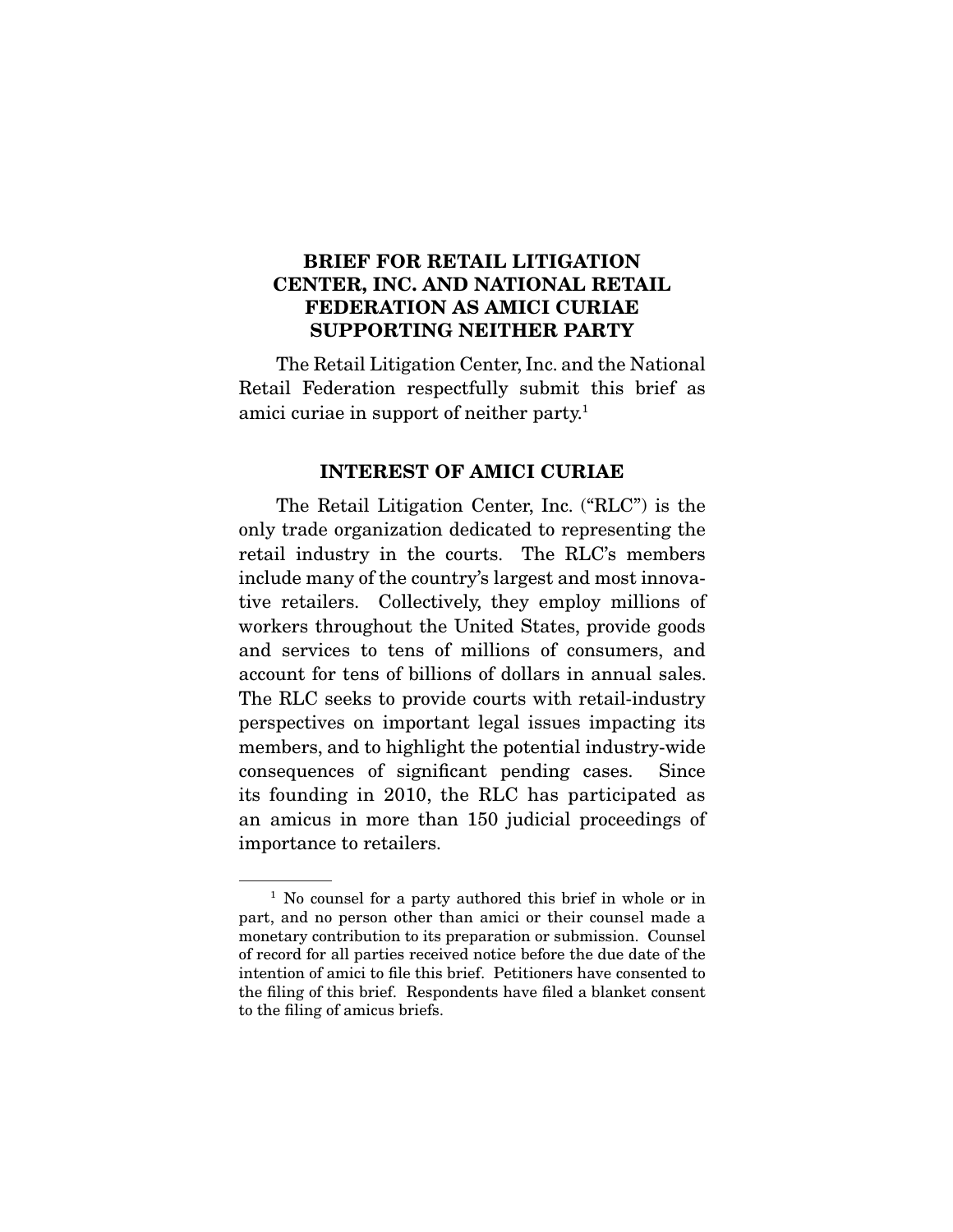## BRIEF FOR RETAIL LITIGATION CENTER, INC. AND NATIONAL RETAIL FEDERATION AS AMICI CURIAE SUPPORTING NEITHER PARTY

The Retail Litigation Center, Inc. and the National Retail Federation respectfully submit this brief as amici curiae in support of neither party.[1]

### INTEREST OF AMICI CURIAE

The Retail Litigation Center, Inc. ("RLC") is the only trade organization dedicated to representing the retail industry in the courts. The RLC's members include many of the country's largest and most innovative retailers. Collectively, they employ millions of workers throughout the United States, provide goods and services to tens of millions of consumers, and account for tens of billions of dollars in annual sales. The RLC seeks to provide courts with retail-industry perspectives on important legal issues impacting its members, and to highlight the potential industry-wide consequences of significant pending cases. Since its founding in 2010, the RLC has participated as an amicus in more than 150 judicial proceedings of importance to retailers.

---

[1] No counsel for a party authored this brief in whole or in part, and no person other than amici or their counsel made a monetary contribution to its preparation or submission. Counsel of record for all parties received notice before the due date of the intention of amici to file this brief. Petitioners have consented to the filing of this brief. Respondents have filed a blanket consent to the filing of amicus briefs.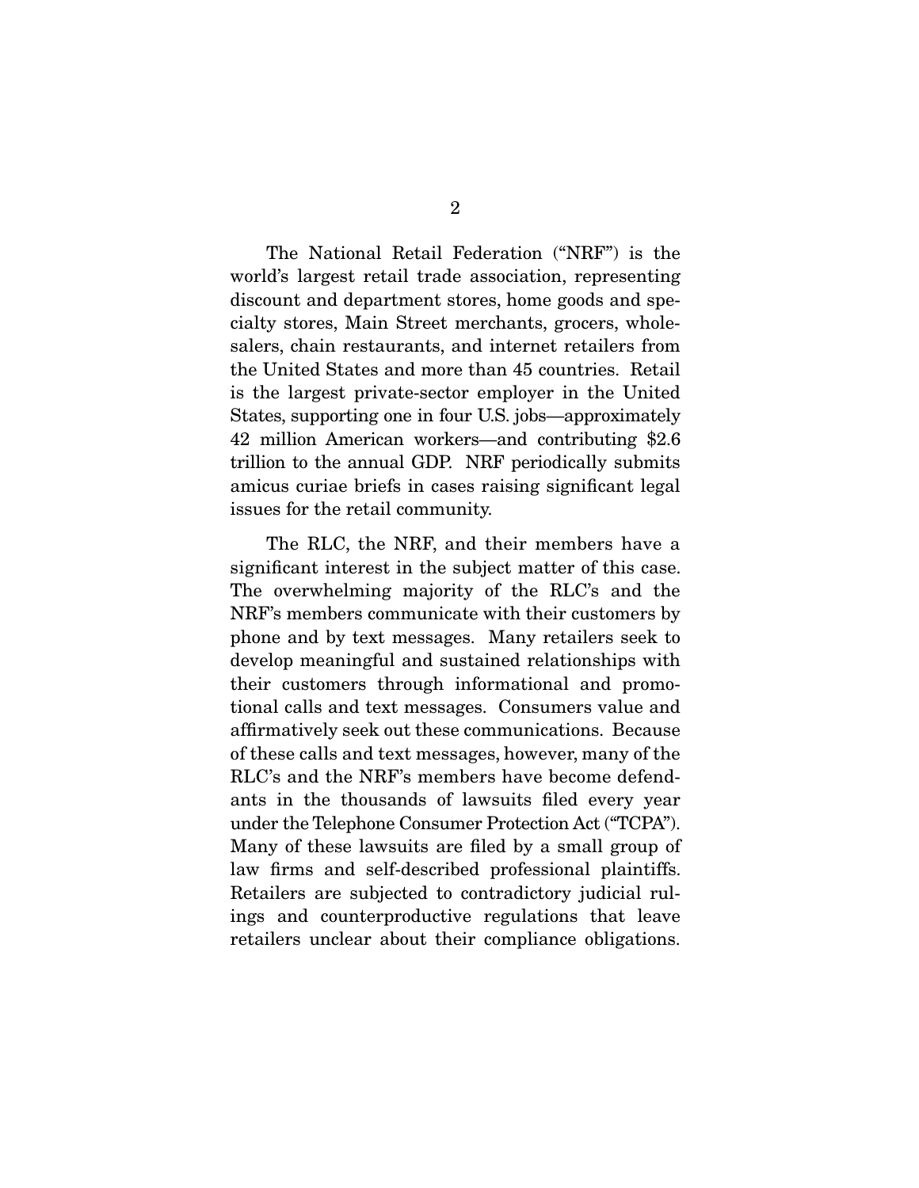The National Retail Federation ("NRF") is the world's largest retail trade association, representing discount and department stores, home goods and specialty stores, Main Street merchants, grocers, wholesalers, chain restaurants, and internet retailers from the United States and more than 45 countries. Retail is the largest private-sector employer in the United States, supporting one in four U.S. jobs—approximately 42 million American workers—and contributing $2.6 trillion to the annual GDP. NRF periodically submits amicus curiae briefs in cases raising significant legal issues for the retail community.

The RLC, the NRF, and their members have a significant interest in the subject matter of this case. The overwhelming majority of the RLC's and the NRF's members communicate with their customers by phone and by text messages. Many retailers seek to develop meaningful and sustained relationships with their customers through informational and promotional calls and text messages. Consumers value and affirmatively seek out these communications. Because of these calls and text messages, however, many of the RLC's and the NRF's members have become defendants in the thousands of lawsuits filed every year under the Telephone Consumer Protection Act ("TCPA"). Many of these lawsuits are filed by a small group of law firms and self-described professional plaintiffs. Retailers are subjected to contradictory judicial rulings and counterproductive regulations that leave retailers unclear about their compliance obligations.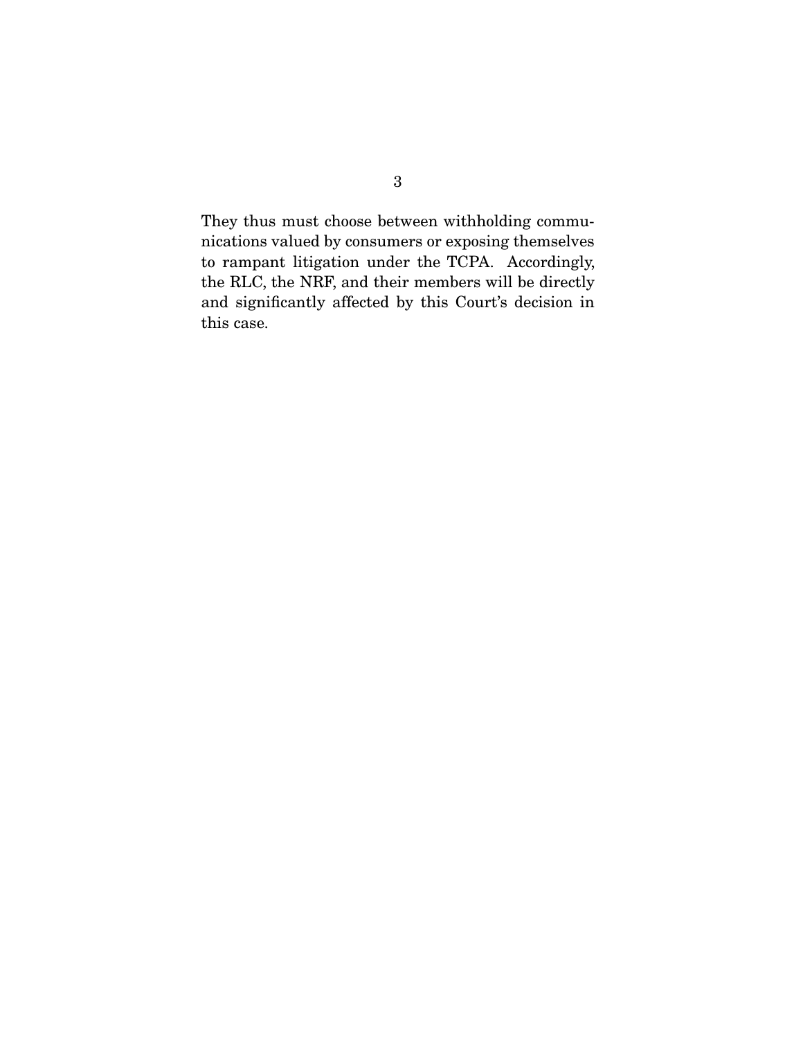They thus must choose between withholding communications valued by consumers or exposing themselves to rampant litigation under the TCPA. Accordingly, the RLC, the NRF, and their members will be directly and significantly affected by this Court's decision in this case.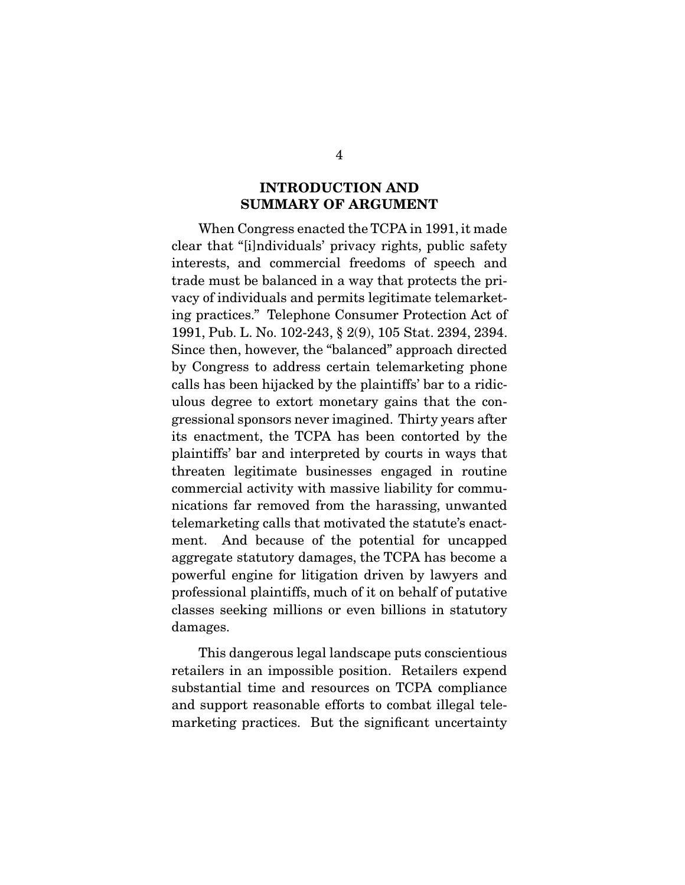## INTRODUCTION AND SUMMARY OF ARGUMENT

When Congress enacted the TCPA in 1991, it made clear that "[i]ndividuals' privacy rights, public safety interests, and commercial freedoms of speech and trade must be balanced in a way that protects the privacy of individuals and permits legitimate telemarketing practices." Telephone Consumer Protection Act of 1991, Pub. L. No. 102-243, § 2(9), 105 Stat. 2394, 2394. Since then, however, the "balanced" approach directed by Congress to address certain telemarketing phone calls has been hijacked by the plaintiffs' bar to a ridiculous degree to extort monetary gains that the congressional sponsors never imagined. Thirty years after its enactment, the TCPA has been contorted by the plaintiffs' bar and interpreted by courts in ways that threaten legitimate businesses engaged in routine commercial activity with massive liability for communications far removed from the harassing, unwanted telemarketing calls that motivated the statute's enactment. And because of the potential for uncapped aggregate statutory damages, the TCPA has become a powerful engine for litigation driven by lawyers and professional plaintiffs, much of it on behalf of putative classes seeking millions or even billions in statutory damages.

This dangerous legal landscape puts conscientious retailers in an impossible position. Retailers expend substantial time and resources on TCPA compliance and support reasonable efforts to combat illegal telemarketing practices. But the significant uncertainty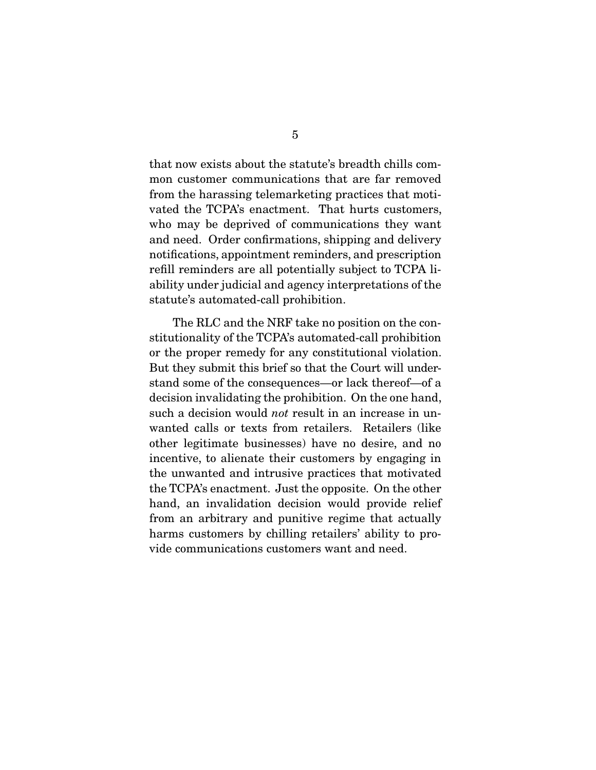that now exists about the statute's breadth chills common customer communications that are far removed from the harassing telemarketing practices that motivated the TCPA's enactment. That hurts customers, who may be deprived of communications they want and need. Order confirmations, shipping and delivery notifications, appointment reminders, and prescription refill reminders are all potentially subject to TCPA liability under judicial and agency interpretations of the statute's automated-call prohibition.

The RLC and the NRF take no position on the constitutionality of the TCPA's automated-call prohibition or the proper remedy for any constitutional violation. But they submit this brief so that the Court will understand some of the consequences—or lack thereof—of a decision invalidating the prohibition. On the one hand, such a decision would *not* result in an increase in unwanted calls or texts from retailers. Retailers (like other legitimate businesses) have no desire, and no incentive, to alienate their customers by engaging in the unwanted and intrusive practices that motivated the TCPA's enactment. Just the opposite. On the other hand, an invalidation decision would provide relief from an arbitrary and punitive regime that actually harms customers by chilling retailers' ability to provide communications customers want and need.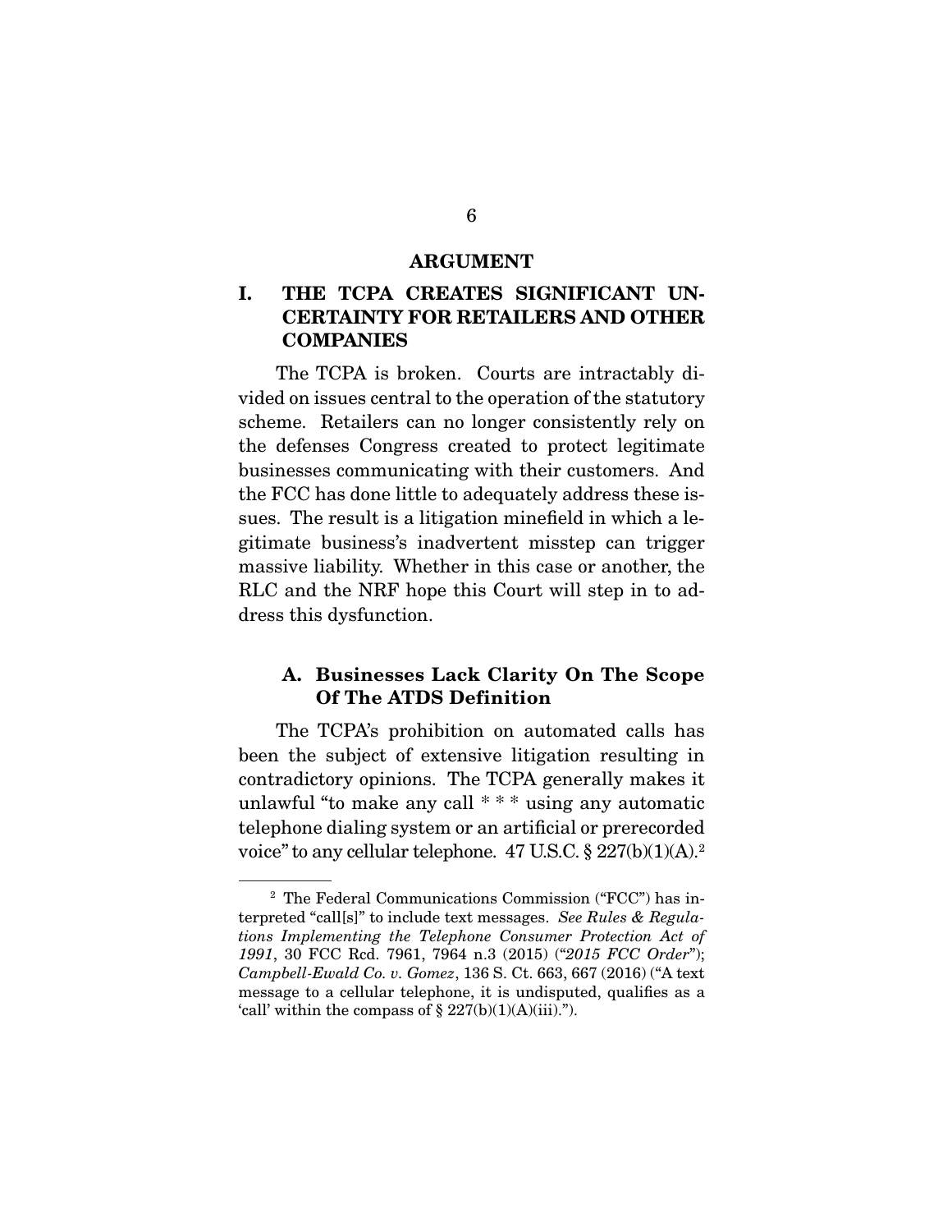## ARGUMENT

### I. THE TCPA CREATES SIGNIFICANT UNCERTAINTY FOR RETAILERS AND OTHER COMPANIES

The TCPA is broken. Courts are intractably divided on issues central to the operation of the statutory scheme. Retailers can no longer consistently rely on the defenses Congress created to protect legitimate businesses communicating with their customers. And the FCC has done little to adequately address these issues. The result is a litigation minefield in which a legitimate business's inadvertent misstep can trigger massive liability. Whether in this case or another, the RLC and the NRF hope this Court will step in to address this dysfunction.

#### A. Businesses Lack Clarity On The Scope Of The ATDS Definition

The TCPA's prohibition on automated calls has been the subject of extensive litigation resulting in contradictory opinions. The TCPA generally makes it unlawful "to make any call * * * using any automatic telephone dialing system or an artificial or prerecorded voice" to any cellular telephone. 47 U.S.C. § 227(b)(1)(A).[2]

---

[2] The Federal Communications Commission ("FCC") has interpreted "call[s]" to include text messages. *See Rules & Regulations Implementing the Telephone Consumer Protection Act of 1991*, 30 FCC Rcd. 7961, 7964 n.3 (2015) ("*2015 FCC Order*"); *Campbell-Ewald Co. v. Gomez*, 136 S. Ct. 663, 667 (2016) ("A text message to a cellular telephone, it is undisputed, qualifies as a 'call' within the compass of § 227(b)(1)(A)(iii).").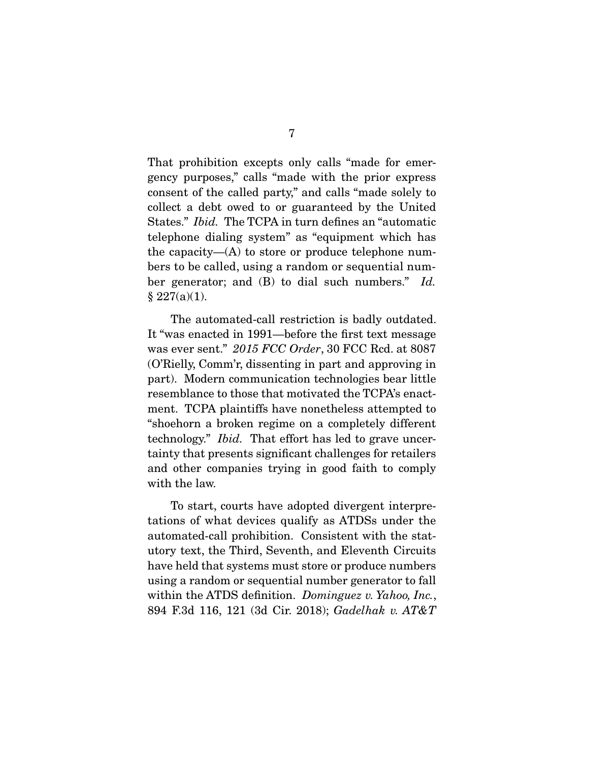That prohibition excepts only calls "made for emergency purposes," calls "made with the prior express consent of the called party," and calls "made solely to collect a debt owed to or guaranteed by the United States." *Ibid.* The TCPA in turn defines an "automatic telephone dialing system" as "equipment which has the capacity—(A) to store or produce telephone numbers to be called, using a random or sequential number generator; and (B) to dial such numbers." *Id.* § 227(a)(1).

The automated-call restriction is badly outdated. It "was enacted in 1991—before the first text message was ever sent." *2015 FCC Order*, 30 FCC Rcd. at 8087 (O'Rielly, Comm'r, dissenting in part and approving in part). Modern communication technologies bear little resemblance to those that motivated the TCPA's enactment. TCPA plaintiffs have nonetheless attempted to "shoehorn a broken regime on a completely different technology." *Ibid.* That effort has led to grave uncertainty that presents significant challenges for retailers and other companies trying in good faith to comply with the law.

To start, courts have adopted divergent interpretations of what devices qualify as ATDSs under the automated-call prohibition. Consistent with the statutory text, the Third, Seventh, and Eleventh Circuits have held that systems must store or produce numbers using a random or sequential number generator to fall within the ATDS definition. *Dominguez v. Yahoo, Inc.*, 894 F.3d 116, 121 (3d Cir. 2018); *Gadelhak v. AT&T*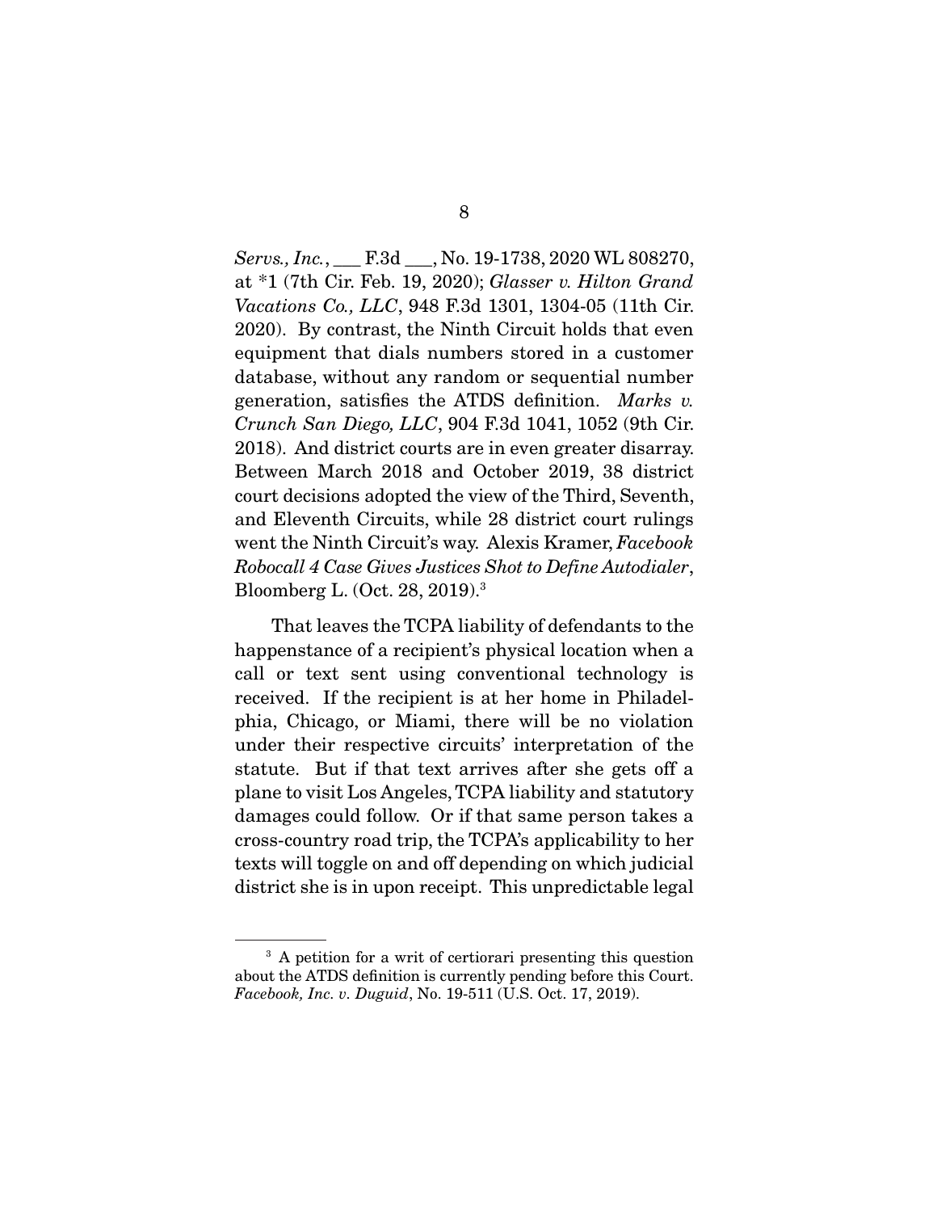*Servs., Inc.*, ___ F.3d ___, No. 19-1738, 2020 WL 808270, at *1 (7th Cir. Feb. 19, 2020); *Glasser v. Hilton Grand Vacations Co., LLC*, 948 F.3d 1301, 1304-05 (11th Cir. 2020). By contrast, the Ninth Circuit holds that even equipment that dials numbers stored in a customer database, without any random or sequential number generation, satisfies the ATDS definition. *Marks v. Crunch San Diego, LLC*, 904 F.3d 1041, 1052 (9th Cir. 2018). And district courts are in even greater disarray. Between March 2018 and October 2019, 38 district court decisions adopted the view of the Third, Seventh, and Eleventh Circuits, while 28 district court rulings went the Ninth Circuit's way. Alexis Kramer, *Facebook Robocall 4 Case Gives Justices Shot to Define Autodialer*, Bloomberg L. (Oct. 28, 2019).[3]

That leaves the TCPA liability of defendants to the happenstance of a recipient's physical location when a call or text sent using conventional technology is received. If the recipient is at her home in Philadelphia, Chicago, or Miami, there will be no violation under their respective circuits' interpretation of the statute. But if that text arrives after she gets off a plane to visit Los Angeles, TCPA liability and statutory damages could follow. Or if that same person takes a cross-country road trip, the TCPA's applicability to her texts will toggle on and off depending on which judicial district she is in upon receipt. This unpredictable legal

---

[3] A petition for a writ of certiorari presenting this question about the ATDS definition is currently pending before this Court. *Facebook, Inc. v. Duguid*, No. 19-511 (U.S. Oct. 17, 2019).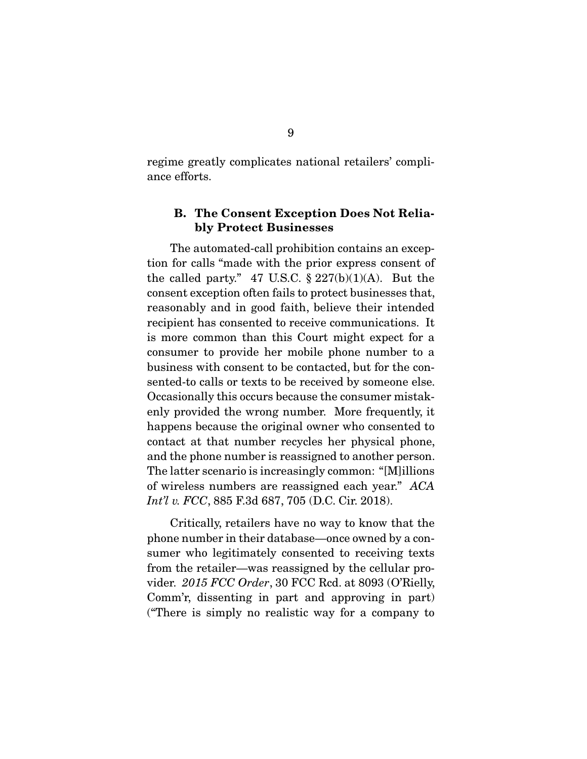regime greatly complicates national retailers' compliance efforts.

### B. The Consent Exception Does Not Reliably Protect Businesses

The automated-call prohibition contains an exception for calls "made with the prior express consent of the called party." 47 U.S.C. § 227(b)(1)(A). But the consent exception often fails to protect businesses that, reasonably and in good faith, believe their intended recipient has consented to receive communications. It is more common than this Court might expect for a consumer to provide her mobile phone number to a business with consent to be contacted, but for the consented-to calls or texts to be received by someone else. Occasionally this occurs because the consumer mistakenly provided the wrong number. More frequently, it happens because the original owner who consented to contact at that number recycles her physical phone, and the phone number is reassigned to another person. The latter scenario is increasingly common: "[M]illions of wireless numbers are reassigned each year." *ACA Int'l v. FCC*, 885 F.3d 687, 705 (D.C. Cir. 2018).

Critically, retailers have no way to know that the phone number in their database—once owned by a consumer who legitimately consented to receiving texts from the retailer—was reassigned by the cellular provider. *2015 FCC Order*, 30 FCC Rcd. at 8093 (O'Rielly, Comm'r, dissenting in part and approving in part) ("There is simply no realistic way for a company to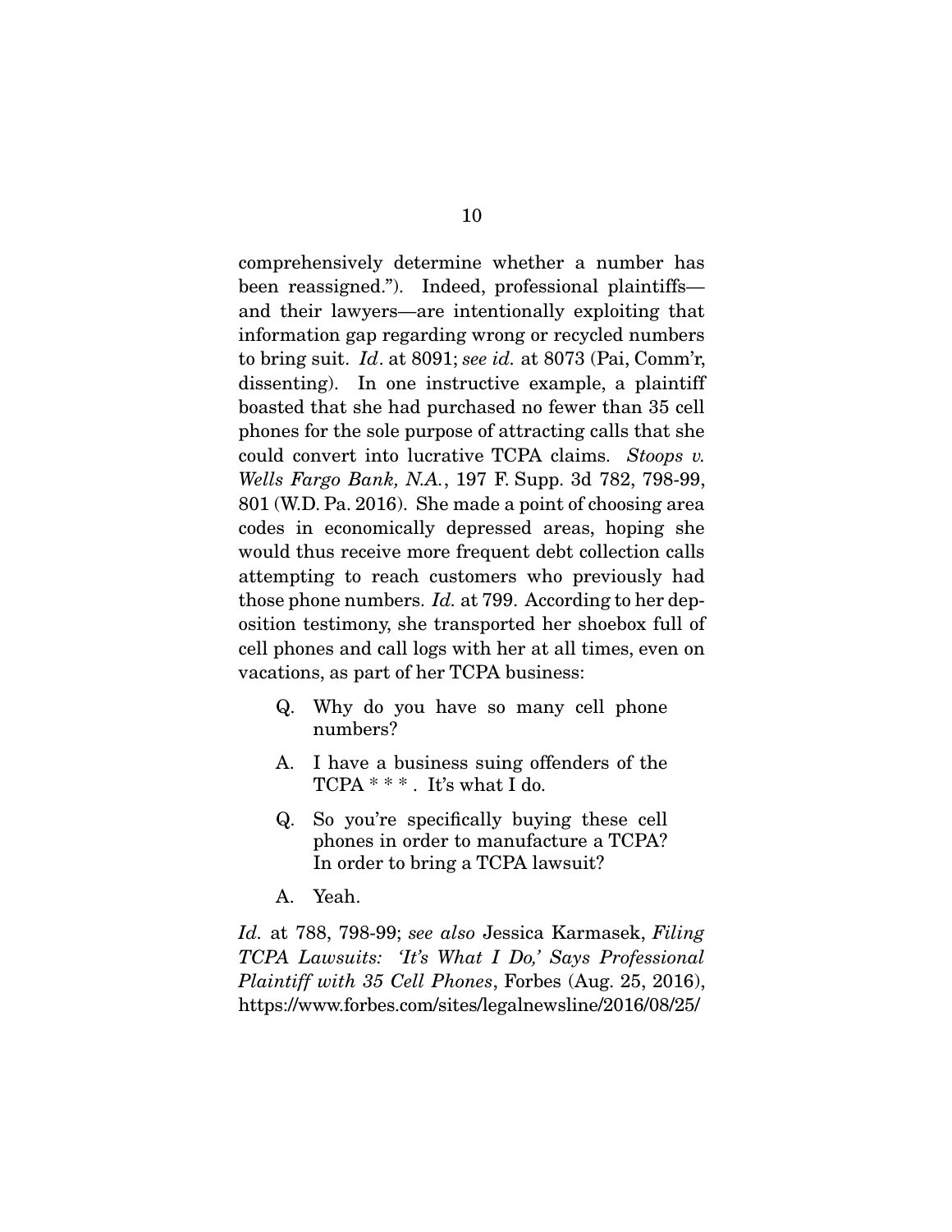comprehensively determine whether a number has been reassigned."). Indeed, professional plaintiffs—and their lawyers—are intentionally exploiting that information gap regarding wrong or recycled numbers to bring suit. *Id*. at 8091; *see id.* at 8073 (Pai, Comm'r, dissenting). In one instructive example, a plaintiff boasted that she had purchased no fewer than 35 cell phones for the sole purpose of attracting calls that she could convert into lucrative TCPA claims. *Stoops v. Wells Fargo Bank, N.A.*, 197 F. Supp. 3d 782, 798-99, 801 (W.D. Pa. 2016). She made a point of choosing area codes in economically depressed areas, hoping she would thus receive more frequent debt collection calls attempting to reach customers who previously had those phone numbers. *Id.* at 799. According to her deposition testimony, she transported her shoebox full of cell phones and call logs with her at all times, even on vacations, as part of her TCPA business:

> Q. Why do you have so many cell phone numbers?
>
> A. I have a business suing offenders of the TCPA * * * . It's what I do.
>
> Q. So you're specifically buying these cell phones in order to manufacture a TCPA? In order to bring a TCPA lawsuit?
>
> A. Yeah.

*Id.* at 788, 798-99; *see also* Jessica Karmasek, *Filing TCPA Lawsuits: 'It's What I Do,' Says Professional Plaintiff with 35 Cell Phones*, Forbes (Aug. 25, 2016), https://www.forbes.com/sites/legalnewsline/2016/08/25/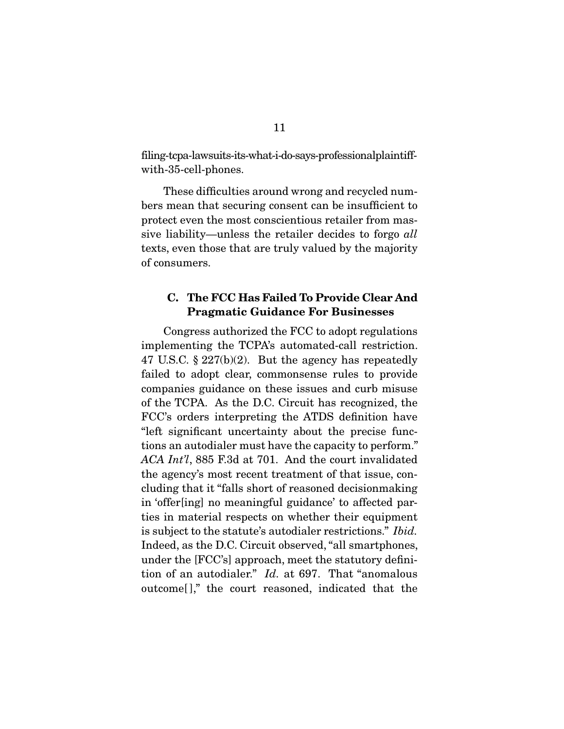filing-tcpa-lawsuits-its-what-i-do-says-professionalplaintiff-with-35-cell-phones.

These difficulties around wrong and recycled numbers mean that securing consent can be insufficient to protect even the most conscientious retailer from massive liability—unless the retailer decides to forgo *all* texts, even those that are truly valued by the majority of consumers.

### C. The FCC Has Failed To Provide Clear And Pragmatic Guidance For Businesses

Congress authorized the FCC to adopt regulations implementing the TCPA's automated-call restriction. 47 U.S.C. § 227(b)(2). But the agency has repeatedly failed to adopt clear, commonsense rules to provide companies guidance on these issues and curb misuse of the TCPA. As the D.C. Circuit has recognized, the FCC's orders interpreting the ATDS definition have "left significant uncertainty about the precise functions an autodialer must have the capacity to perform." *ACA Int'l*, 885 F.3d at 701. And the court invalidated the agency's most recent treatment of that issue, concluding that it "falls short of reasoned decisionmaking in 'offer[ing] no meaningful guidance' to affected parties in material respects on whether their equipment is subject to the statute's autodialer restrictions." *Ibid.* Indeed, as the D.C. Circuit observed, "all smartphones, under the [FCC's] approach, meet the statutory definition of an autodialer." *Id.* at 697. That "anomalous outcome[]," the court reasoned, indicated that the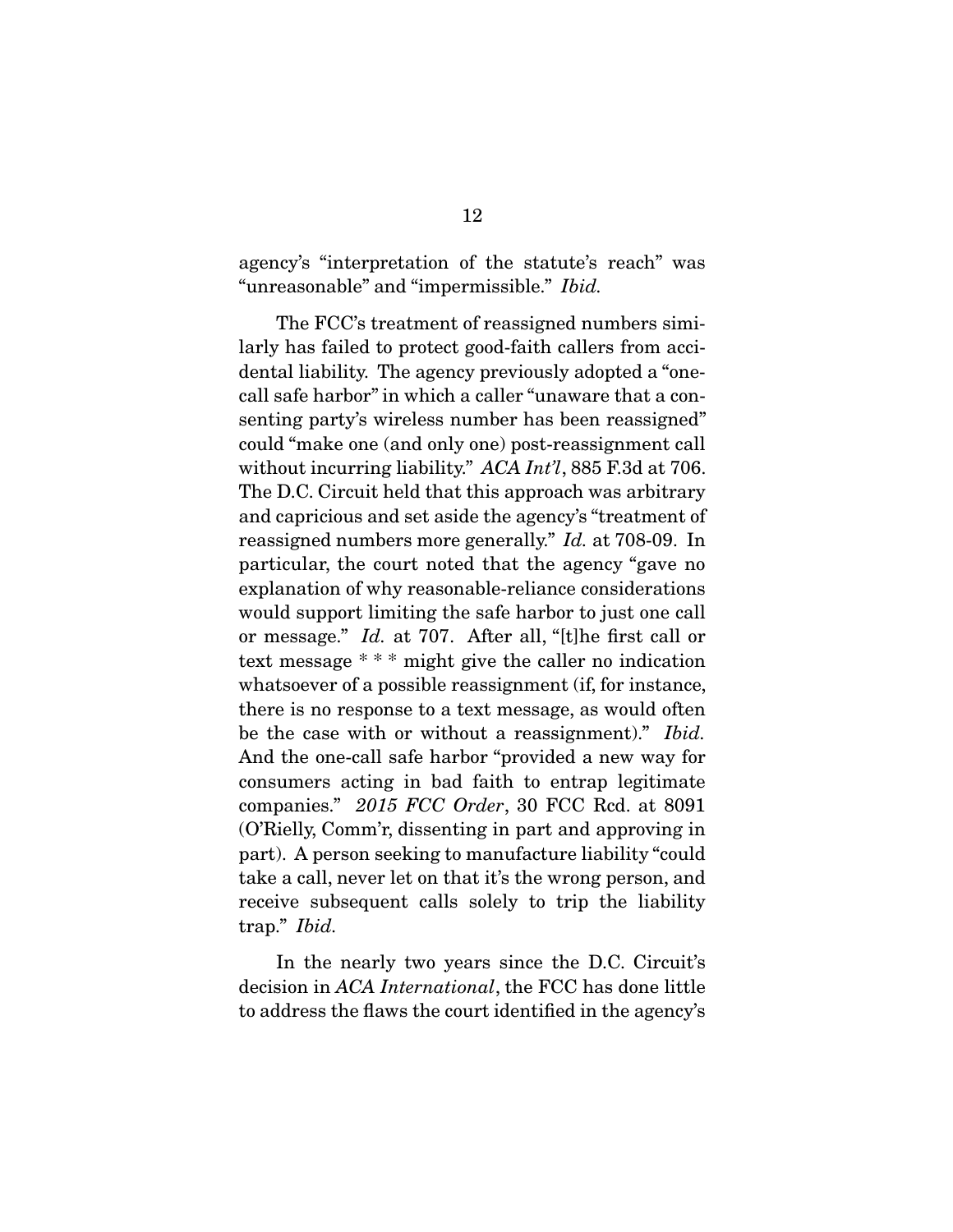agency's "interpretation of the statute's reach" was "unreasonable" and "impermissible." *Ibid.*

The FCC's treatment of reassigned numbers similarly has failed to protect good-faith callers from accidental liability. The agency previously adopted a "one-call safe harbor" in which a caller "unaware that a consenting party's wireless number has been reassigned" could "make one (and only one) post-reassignment call without incurring liability." *ACA Int'l*, 885 F.3d at 706. The D.C. Circuit held that this approach was arbitrary and capricious and set aside the agency's "treatment of reassigned numbers more generally." *Id.* at 708-09. In particular, the court noted that the agency "gave no explanation of why reasonable-reliance considerations would support limiting the safe harbor to just one call or message." *Id.* at 707. After all, "[t]he first call or text message * * * might give the caller no indication whatsoever of a possible reassignment (if, for instance, there is no response to a text message, as would often be the case with or without a reassignment)." *Ibid.* And the one-call safe harbor "provided a new way for consumers acting in bad faith to entrap legitimate companies." *2015 FCC Order*, 30 FCC Rcd. at 8091 (O'Rielly, Comm'r, dissenting in part and approving in part). A person seeking to manufacture liability "could take a call, never let on that it's the wrong person, and receive subsequent calls solely to trip the liability trap." *Ibid.*

In the nearly two years since the D.C. Circuit's decision in *ACA International*, the FCC has done little to address the flaws the court identified in the agency's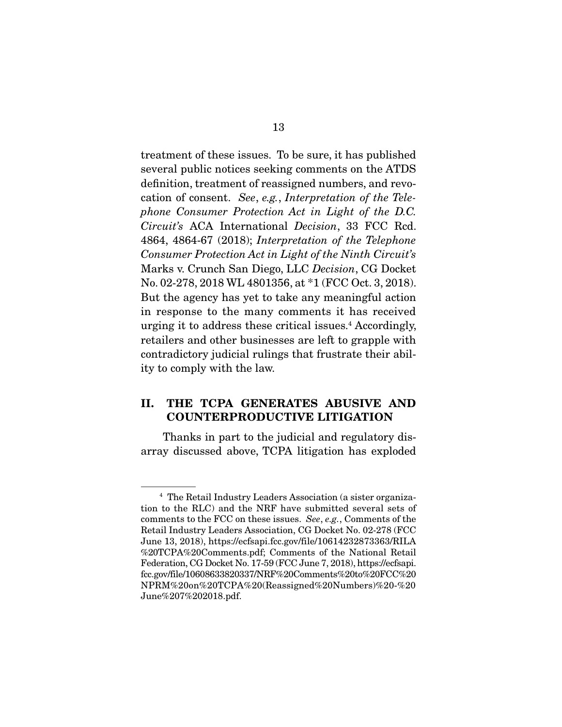treatment of these issues. To be sure, it has published several public notices seeking comments on the ATDS definition, treatment of reassigned numbers, and revocation of consent. *See*, *e.g.*, *Interpretation of the Telephone Consumer Protection Act in Light of the D.C. Circuit's* ACA International *Decision*, 33 FCC Rcd. 4864, 4864-67 (2018); *Interpretation of the Telephone Consumer Protection Act in Light of the Ninth Circuit's* Marks v. Crunch San Diego, LLC *Decision*, CG Docket No. 02-278, 2018 WL 4801356, at *1 (FCC Oct. 3, 2018). But the agency has yet to take any meaningful action in response to the many comments it has received urging it to address these critical issues.[4] Accordingly, retailers and other businesses are left to grapple with contradictory judicial rulings that frustrate their ability to comply with the law.

## II. THE TCPA GENERATES ABUSIVE AND COUNTERPRODUCTIVE LITIGATION

Thanks in part to the judicial and regulatory disarray discussed above, TCPA litigation has exploded

---

[4] The Retail Industry Leaders Association (a sister organization to the RLC) and the NRF have submitted several sets of comments to the FCC on these issues. *See*, *e.g.*, Comments of the Retail Industry Leaders Association, CG Docket No. 02-278 (FCC June 13, 2018), https://ecfsapi.fcc.gov/file/10614232873363/RILA%20TCPA%20Comments.pdf; Comments of the National Retail Federation, CG Docket No. 17-59 (FCC June 7, 2018), https://ecfsapi.fcc.gov/file/10608633820337/NRF%20Comments%20to%20FCC%20NPRM%20on%20TCPA%20(Reassigned%20Numbers)%20-%20June%207%202018.pdf.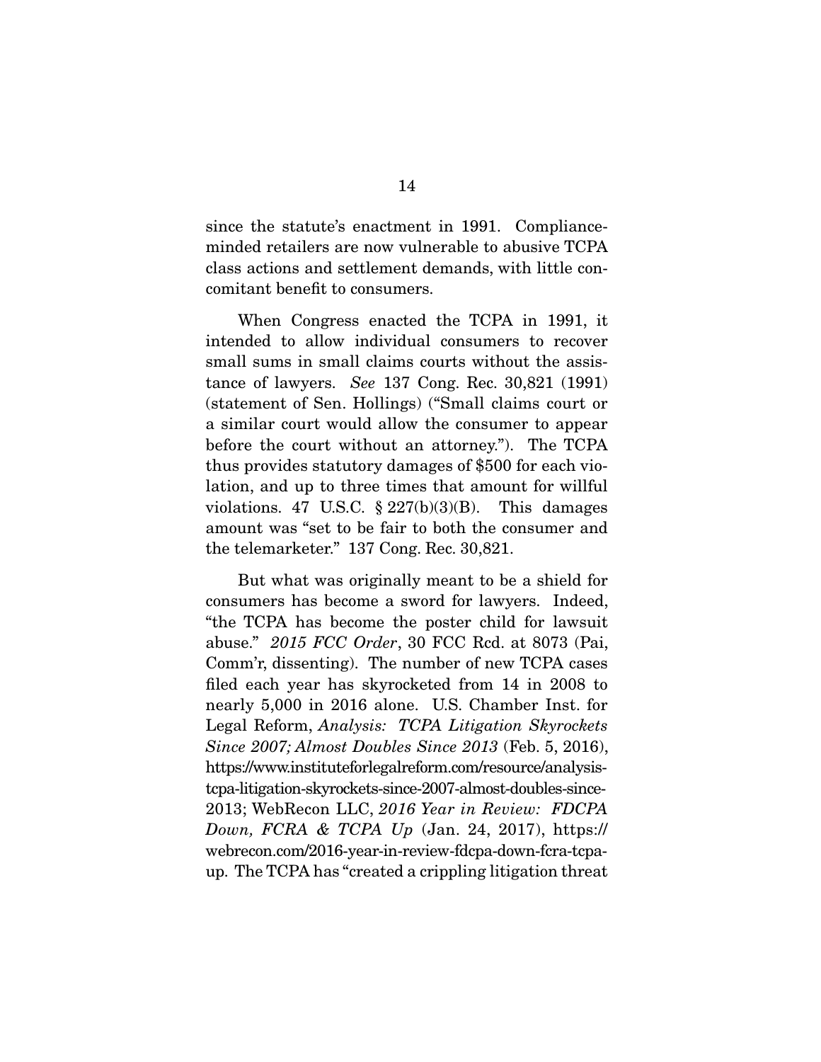since the statute's enactment in 1991. Compliance-minded retailers are now vulnerable to abusive TCPA class actions and settlement demands, with little concomitant benefit to consumers.

When Congress enacted the TCPA in 1991, it intended to allow individual consumers to recover small sums in small claims courts without the assistance of lawyers. *See* 137 Cong. Rec. 30,821 (1991) (statement of Sen. Hollings) ("Small claims court or a similar court would allow the consumer to appear before the court without an attorney."). The TCPA thus provides statutory damages of $500 for each violation, and up to three times that amount for willful violations. 47 U.S.C. § 227(b)(3)(B). This damages amount was "set to be fair to both the consumer and the telemarketer." 137 Cong. Rec. 30,821.

But what was originally meant to be a shield for consumers has become a sword for lawyers. Indeed, "the TCPA has become the poster child for lawsuit abuse." *2015 FCC Order*, 30 FCC Rcd. at 8073 (Pai, Comm'r, dissenting). The number of new TCPA cases filed each year has skyrocketed from 14 in 2008 to nearly 5,000 in 2016 alone. U.S. Chamber Inst. for Legal Reform, *Analysis: TCPA Litigation Skyrockets Since 2007; Almost Doubles Since 2013* (Feb. 5, 2016), https://www.instituteforlegalreform.com/resource/analysis-tcpa-litigation-skyrockets-since-2007-almost-doubles-since-2013; WebRecon LLC, *2016 Year in Review: FDCPA Down, FCRA & TCPA Up* (Jan. 24, 2017), https://webrecon.com/2016-year-in-review-fdcpa-down-fcra-tcpa-up. The TCPA has "created a crippling litigation threat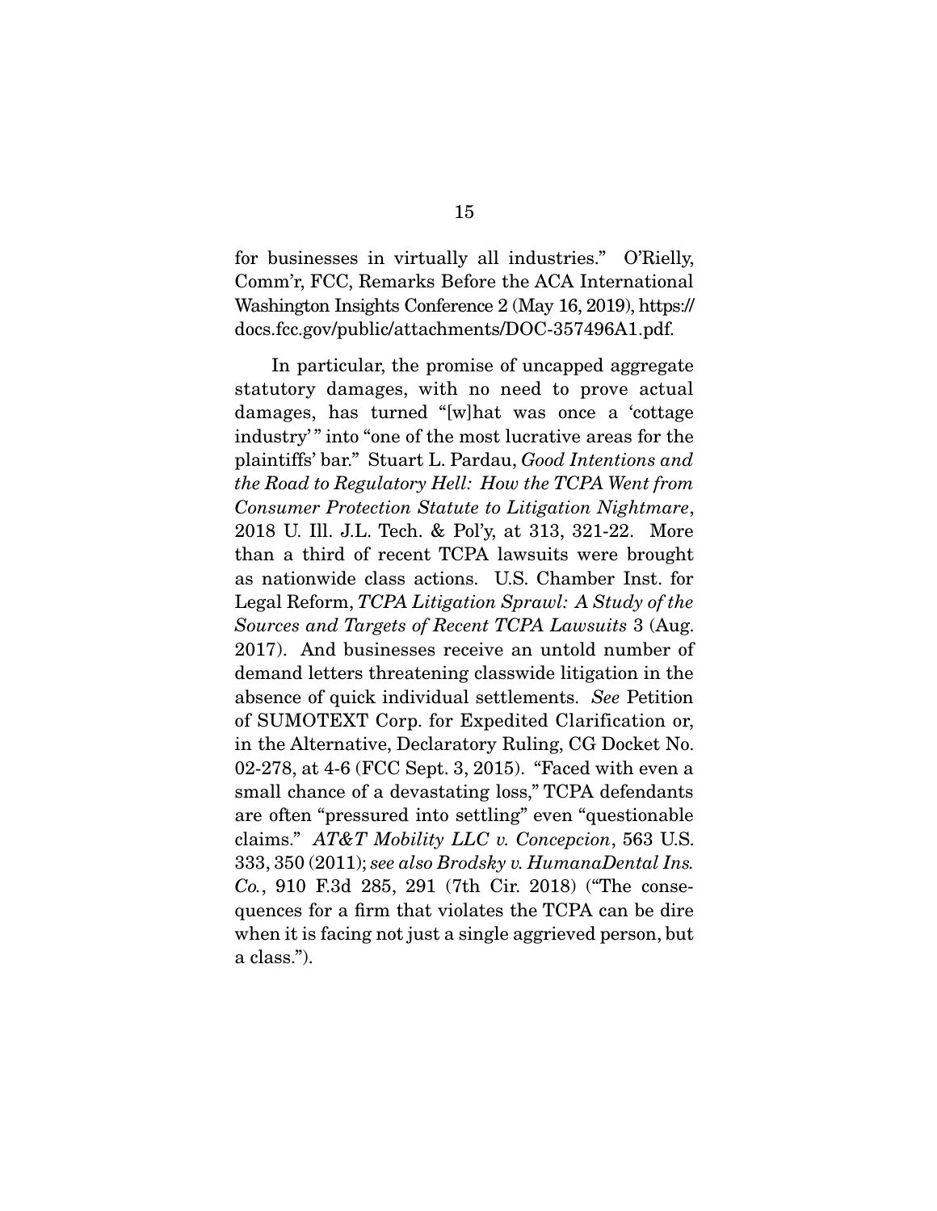for businesses in virtually all industries." O'Rielly, Comm'r, FCC, Remarks Before the ACA International Washington Insights Conference 2 (May 16, 2019), https://docs.fcc.gov/public/attachments/DOC-357496A1.pdf.

In particular, the promise of uncapped aggregate statutory damages, with no need to prove actual damages, has turned "[w]hat was once a 'cottage industry' " into "one of the most lucrative areas for the plaintiffs' bar." Stuart L. Pardau, *Good Intentions and the Road to Regulatory Hell: How the TCPA Went from Consumer Protection Statute to Litigation Nightmare*, 2018 U. Ill. J.L. Tech. & Pol'y, at 313, 321-22. More than a third of recent TCPA lawsuits were brought as nationwide class actions. U.S. Chamber Inst. for Legal Reform, *TCPA Litigation Sprawl: A Study of the Sources and Targets of Recent TCPA Lawsuits* 3 (Aug. 2017). And businesses receive an untold number of demand letters threatening classwide litigation in the absence of quick individual settlements. *See* Petition of SUMOTEXT Corp. for Expedited Clarification or, in the Alternative, Declaratory Ruling, CG Docket No. 02-278, at 4-6 (FCC Sept. 3, 2015). "Faced with even a small chance of a devastating loss," TCPA defendants are often "pressured into settling" even "questionable claims." *AT&T Mobility LLC v. Concepcion*, 563 U.S. 333, 350 (2011); *see also Brodsky v. HumanaDental Ins. Co.*, 910 F.3d 285, 291 (7th Cir. 2018) ("The consequences for a firm that violates the TCPA can be dire when it is facing not just a single aggrieved person, but a class.").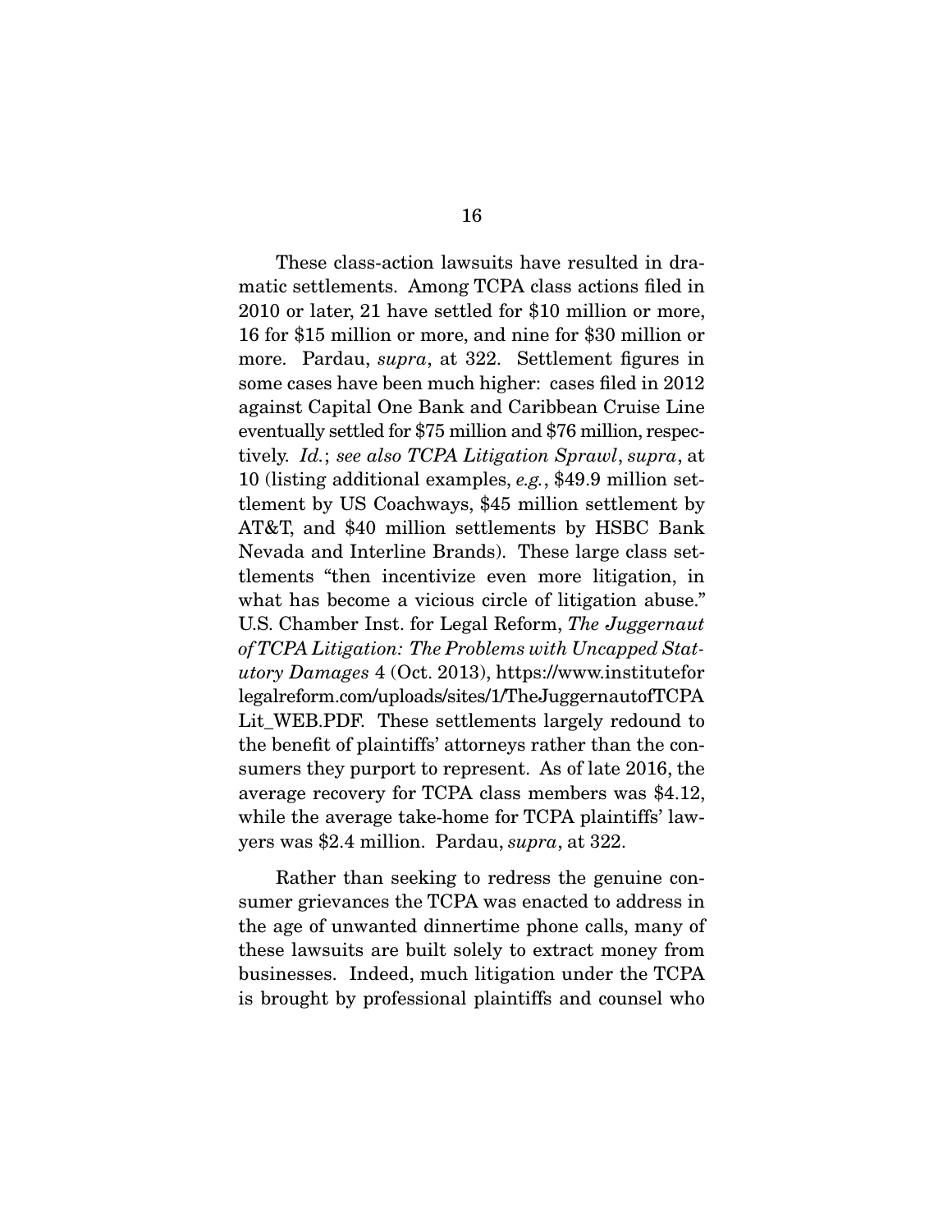These class-action lawsuits have resulted in dramatic settlements. Among TCPA class actions filed in 2010 or later, 21 have settled for $10 million or more, 16 for $15 million or more, and nine for $30 million or more. Pardau, *supra*, at 322. Settlement figures in some cases have been much higher: cases filed in 2012 against Capital One Bank and Caribbean Cruise Line eventually settled for $75 million and $76 million, respectively. *Id.*; *see also TCPA Litigation Sprawl*, *supra*, at 10 (listing additional examples, *e.g.*, $49.9 million settlement by US Coachways, $45 million settlement by AT&T, and $40 million settlements by HSBC Bank Nevada and Interline Brands). These large class settlements "then incentivize even more litigation, in what has become a vicious circle of litigation abuse." U.S. Chamber Inst. for Legal Reform, *The Juggernaut of TCPA Litigation: The Problems with Uncapped Statutory Damages* 4 (Oct. 2013), https://www.instituteforlegalreform.com/uploads/sites/1/TheJuggernautofTCPALit_WEB.PDF. These settlements largely redound to the benefit of plaintiffs' attorneys rather than the consumers they purport to represent. As of late 2016, the average recovery for TCPA class members was $4.12, while the average take-home for TCPA plaintiffs' lawyers was $2.4 million. Pardau, *supra*, at 322.

Rather than seeking to redress the genuine consumer grievances the TCPA was enacted to address in the age of unwanted dinnertime phone calls, many of these lawsuits are built solely to extract money from businesses. Indeed, much litigation under the TCPA is brought by professional plaintiffs and counsel who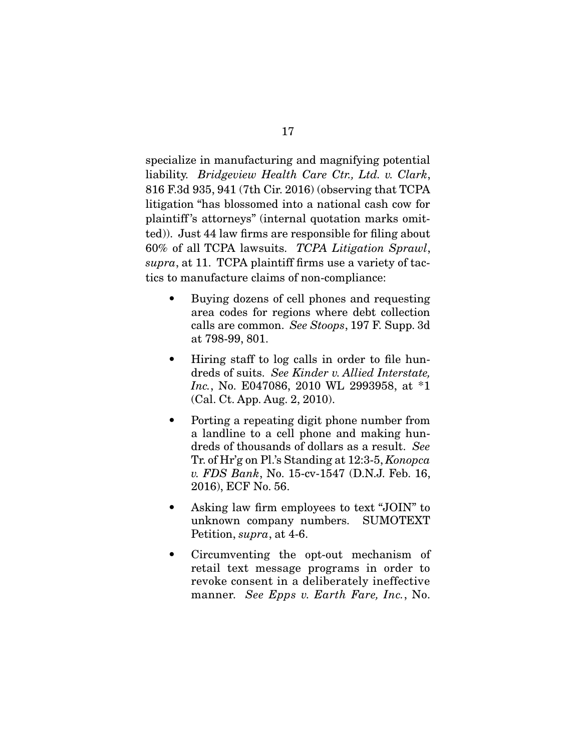specialize in manufacturing and magnifying potential liability. *Bridgeview Health Care Ctr., Ltd. v. Clark*, 816 F.3d 935, 941 (7th Cir. 2016) (observing that TCPA litigation "has blossomed into a national cash cow for plaintiff's attorneys" (internal quotation marks omitted)). Just 44 law firms are responsible for filing about 60% of all TCPA lawsuits. *TCPA Litigation Sprawl*, *supra*, at 11. TCPA plaintiff firms use a variety of tactics to manufacture claims of non-compliance:

- Buying dozens of cell phones and requesting area codes for regions where debt collection calls are common. *See Stoops*, 197 F. Supp. 3d at 798-99, 801.
- Hiring staff to log calls in order to file hundreds of suits. *See Kinder v. Allied Interstate, Inc.*, No. E047086, 2010 WL 2993958, at *1 (Cal. Ct. App. Aug. 2, 2010).
- Porting a repeating digit phone number from a landline to a cell phone and making hundreds of thousands of dollars as a result. *See* Tr. of Hr'g on Pl.'s Standing at 12:3-5, *Konopca v. FDS Bank*, No. 15-cv-1547 (D.N.J. Feb. 16, 2016), ECF No. 56.
- Asking law firm employees to text "JOIN" to unknown company numbers. SUMOTEXT Petition, *supra*, at 4-6.
- Circumventing the opt-out mechanism of retail text message programs in order to revoke consent in a deliberately ineffective manner. *See Epps v. Earth Fare, Inc.*, No.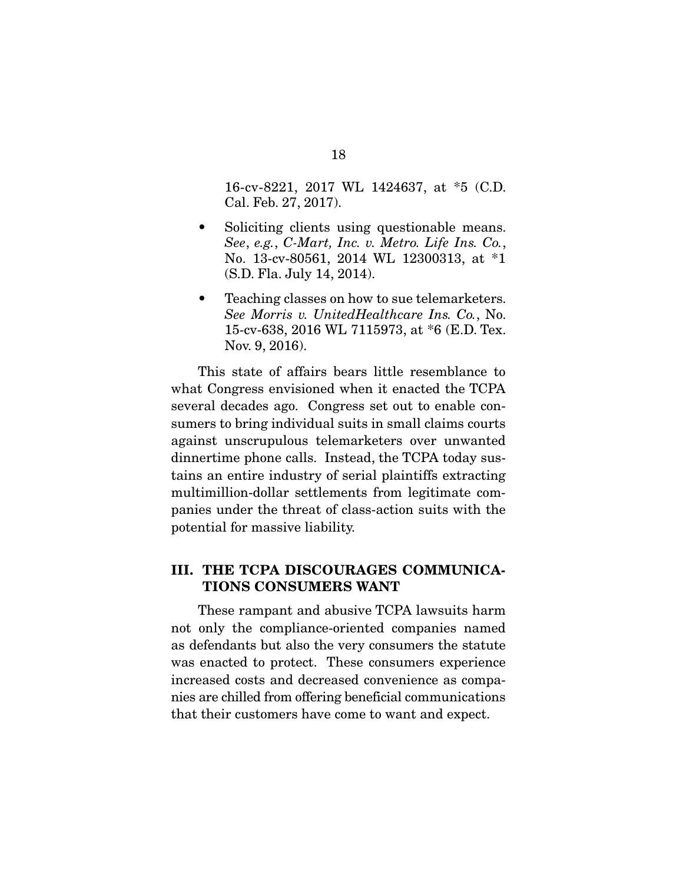16-cv-8221, 2017 WL 1424637, at *5 (C.D. Cal. Feb. 27, 2017).

- Soliciting clients using questionable means. *See, e.g.*, *C-Mart, Inc. v. Metro. Life Ins. Co.*, No. 13-cv-80561, 2014 WL 12300313, at *1 (S.D. Fla. July 14, 2014).
- Teaching classes on how to sue telemarketers. *See Morris v. UnitedHealthcare Ins. Co.*, No. 15-cv-638, 2016 WL 7115973, at *6 (E.D. Tex. Nov. 9, 2016).

This state of affairs bears little resemblance to what Congress envisioned when it enacted the TCPA several decades ago. Congress set out to enable consumers to bring individual suits in small claims courts against unscrupulous telemarketers over unwanted dinnertime phone calls. Instead, the TCPA today sustains an entire industry of serial plaintiffs extracting multimillion-dollar settlements from legitimate companies under the threat of class-action suits with the potential for massive liability.

## III. THE TCPA DISCOURAGES COMMUNICATIONS CONSUMERS WANT

These rampant and abusive TCPA lawsuits harm not only the compliance-oriented companies named as defendants but also the very consumers the statute was enacted to protect. These consumers experience increased costs and decreased convenience as companies are chilled from offering beneficial communications that their customers have come to want and expect.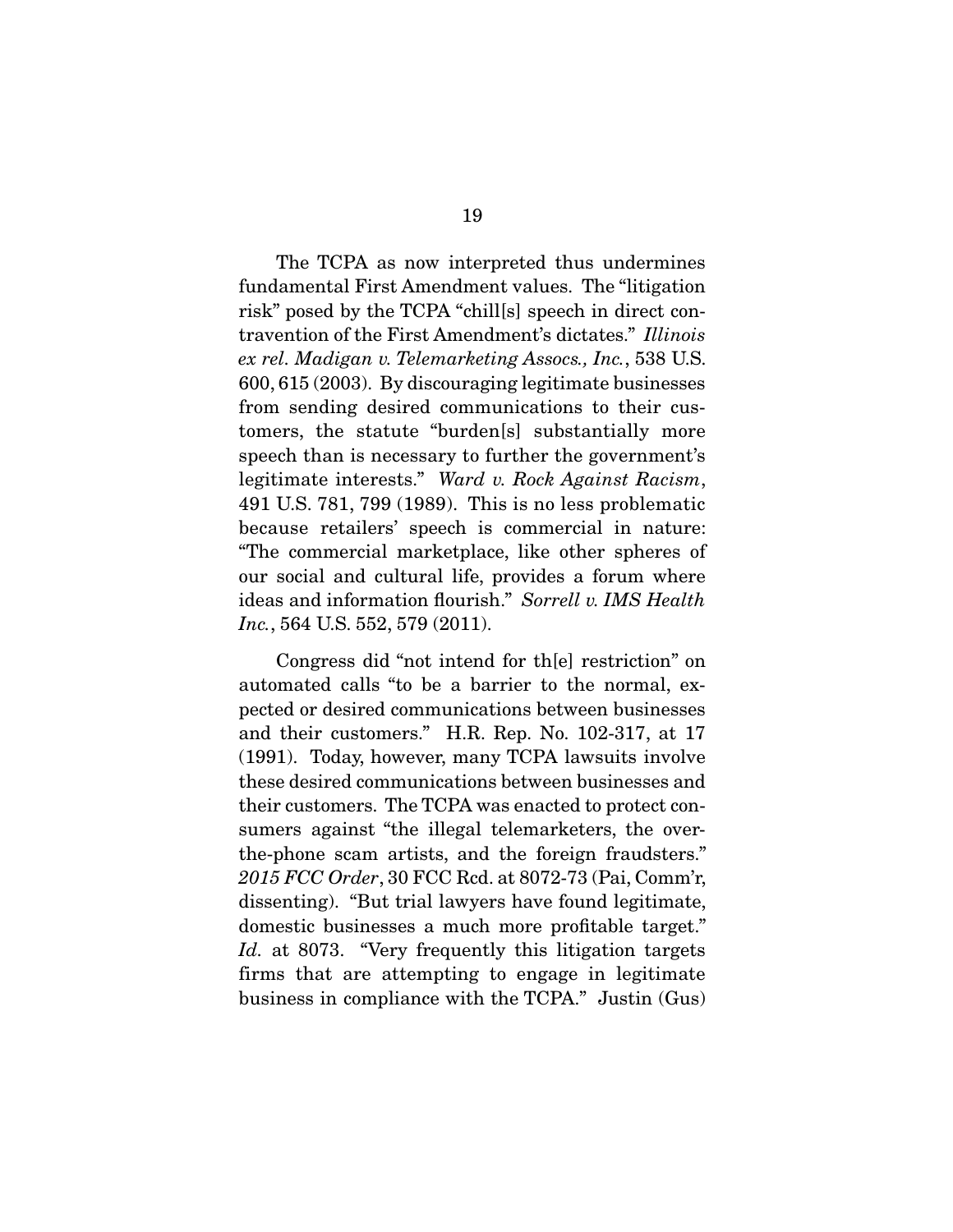The TCPA as now interpreted thus undermines fundamental First Amendment values. The "litigation risk" posed by the TCPA "chill[s] speech in direct contravention of the First Amendment's dictates." *Illinois ex rel. Madigan v. Telemarketing Assocs., Inc.*, 538 U.S. 600, 615 (2003). By discouraging legitimate businesses from sending desired communications to their customers, the statute "burden[s] substantially more speech than is necessary to further the government's legitimate interests." *Ward v. Rock Against Racism*, 491 U.S. 781, 799 (1989). This is no less problematic because retailers' speech is commercial in nature: "The commercial marketplace, like other spheres of our social and cultural life, provides a forum where ideas and information flourish." *Sorrell v. IMS Health Inc.*, 564 U.S. 552, 579 (2011).

Congress did "not intend for th[e] restriction" on automated calls "to be a barrier to the normal, expected or desired communications between businesses and their customers." H.R. Rep. No. 102-317, at 17 (1991). Today, however, many TCPA lawsuits involve these desired communications between businesses and their customers. The TCPA was enacted to protect consumers against "the illegal telemarketers, the over-the-phone scam artists, and the foreign fraudsters." *2015 FCC Order*, 30 FCC Rcd. at 8072-73 (Pai, Comm'r, dissenting). "But trial lawyers have found legitimate, domestic businesses a much more profitable target." *Id.* at 8073. "Very frequently this litigation targets firms that are attempting to engage in legitimate business in compliance with the TCPA." Justin (Gus)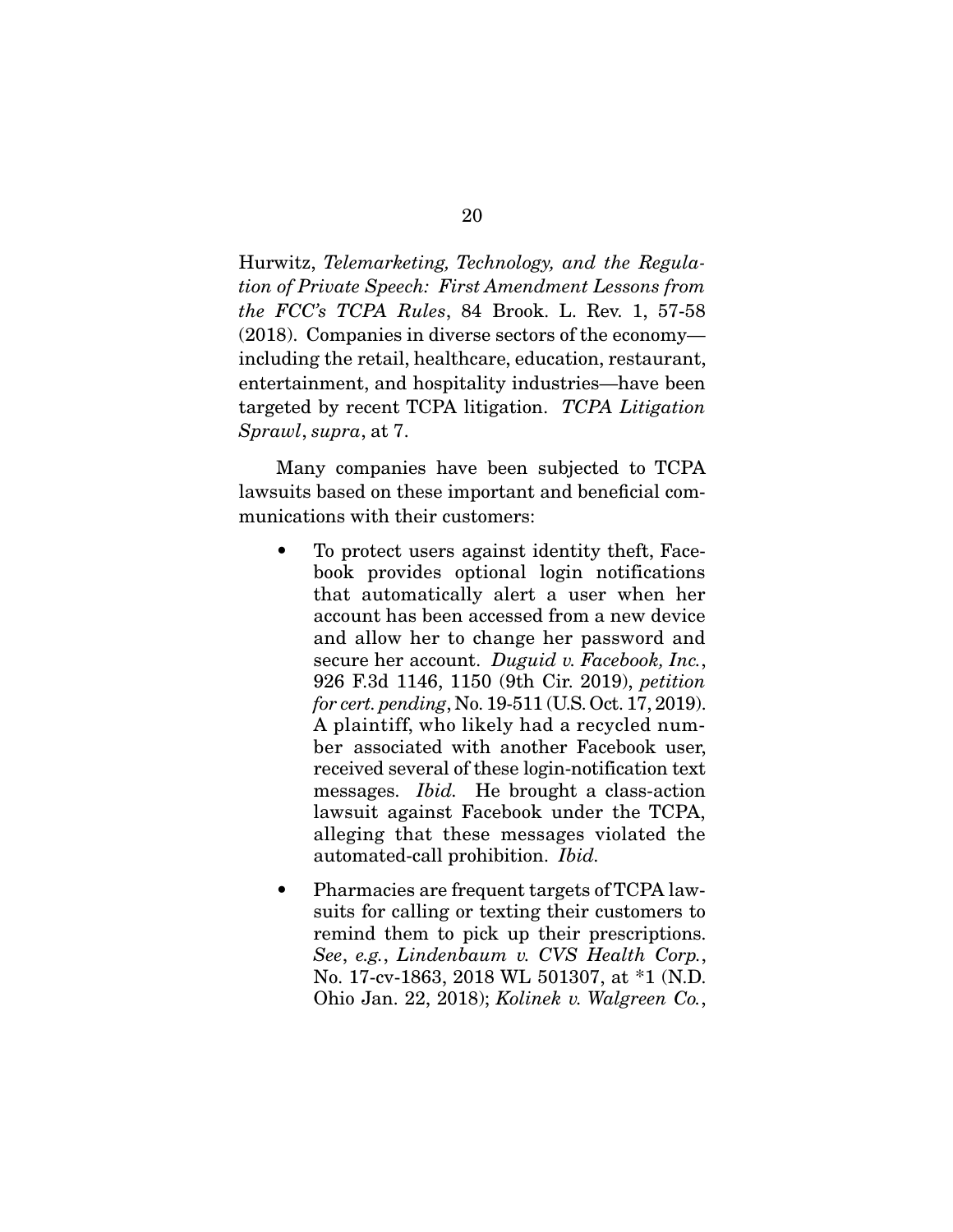Hurwitz, *Telemarketing, Technology, and the Regulation of Private Speech: First Amendment Lessons from the FCC's TCPA Rules*, 84 Brook. L. Rev. 1, 57-58 (2018). Companies in diverse sectors of the economy—including the retail, healthcare, education, restaurant, entertainment, and hospitality industries—have been targeted by recent TCPA litigation. *TCPA Litigation Sprawl*, *supra*, at 7.

Many companies have been subjected to TCPA lawsuits based on these important and beneficial communications with their customers:

- To protect users against identity theft, Facebook provides optional login notifications that automatically alert a user when her account has been accessed from a new device and allow her to change her password and secure her account. *Duguid v. Facebook, Inc.*, 926 F.3d 1146, 1150 (9th Cir. 2019), *petition for cert. pending*, No. 19-511 (U.S. Oct. 17, 2019). A plaintiff, who likely had a recycled number associated with another Facebook user, received several of these login-notification text messages. *Ibid.* He brought a class-action lawsuit against Facebook under the TCPA, alleging that these messages violated the automated-call prohibition. *Ibid.*
- Pharmacies are frequent targets of TCPA lawsuits for calling or texting their customers to remind them to pick up their prescriptions. *See*, *e.g.*, *Lindenbaum v. CVS Health Corp.*, No. 17-cv-1863, 2018 WL 501307, at *1 (N.D. Ohio Jan. 22, 2018); *Kolinek v. Walgreen Co.*,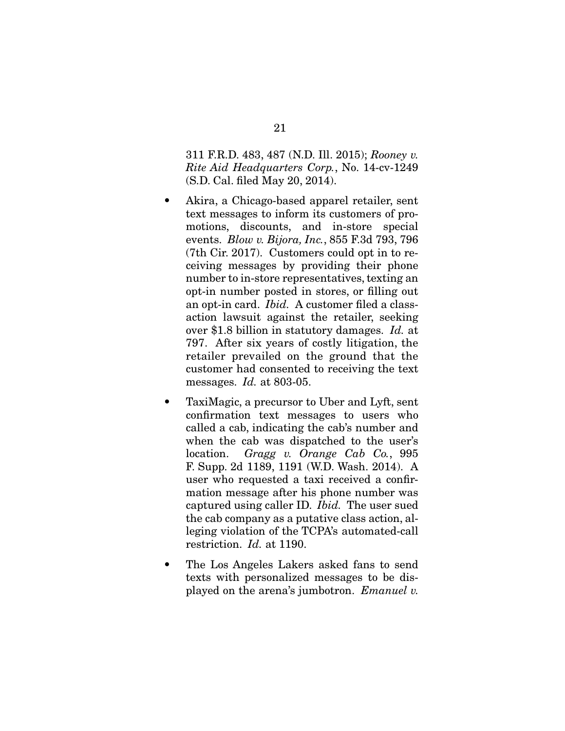311 F.R.D. 483, 487 (N.D. Ill. 2015); *Rooney v. Rite Aid Headquarters Corp.*, No. 14-cv-1249 (S.D. Cal. filed May 20, 2014).

- Akira, a Chicago-based apparel retailer, sent text messages to inform its customers of promotions, discounts, and in-store special events. *Blow v. Bijora, Inc.*, 855 F.3d 793, 796 (7th Cir. 2017). Customers could opt in to receiving messages by providing their phone number to in-store representatives, texting an opt-in number posted in stores, or filling out an opt-in card. *Ibid.* A customer filed a class-action lawsuit against the retailer, seeking over $1.8 billion in statutory damages. *Id.* at 797. After six years of costly litigation, the retailer prevailed on the ground that the customer had consented to receiving the text messages. *Id.* at 803-05.

- TaxiMagic, a precursor to Uber and Lyft, sent confirmation text messages to users who called a cab, indicating the cab's number and when the cab was dispatched to the user's location. *Gragg v. Orange Cab Co.*, 995 F. Supp. 2d 1189, 1191 (W.D. Wash. 2014). A user who requested a taxi received a confirmation message after his phone number was captured using caller ID. *Ibid.* The user sued the cab company as a putative class action, alleging violation of the TCPA's automated-call restriction. *Id.* at 1190.

- The Los Angeles Lakers asked fans to send texts with personalized messages to be displayed on the arena's jumbotron. *Emanuel v.*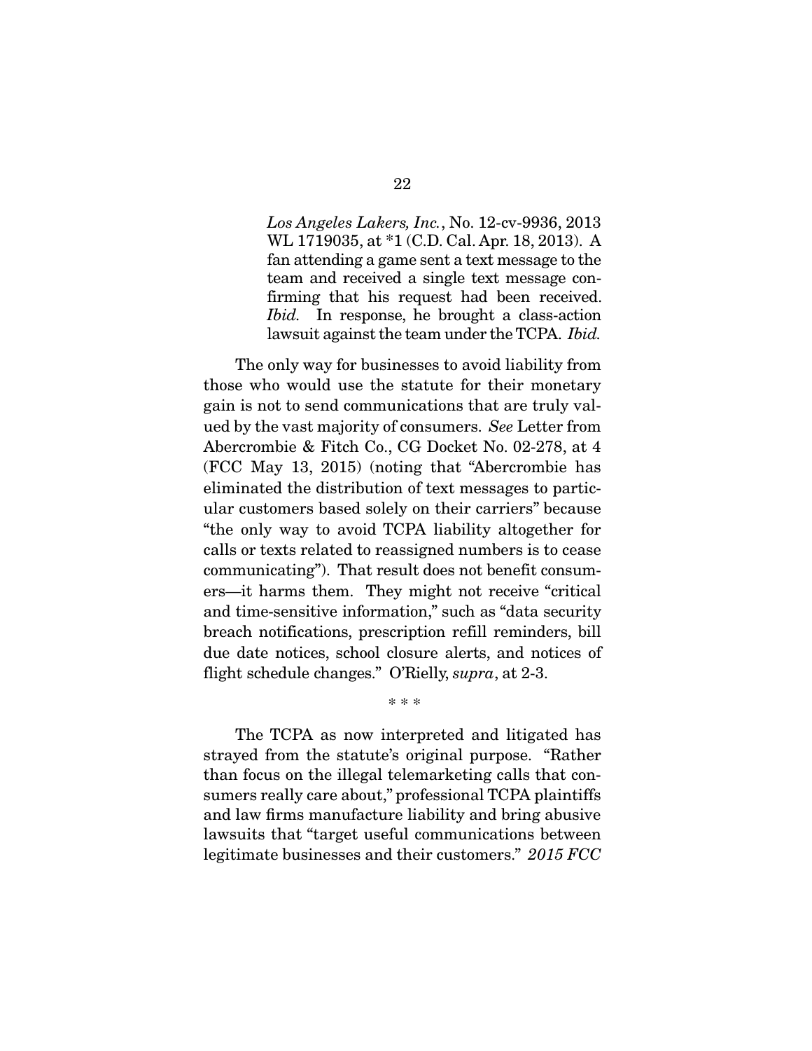> *Los Angeles Lakers, Inc.*, No. 12-cv-9936, 2013 WL 1719035, at *1 (C.D. Cal. Apr. 18, 2013). A fan attending a game sent a text message to the team and received a single text message confirming that his request had been received. *Ibid.* In response, he brought a class-action lawsuit against the team under the TCPA. *Ibid.*

The only way for businesses to avoid liability from those who would use the statute for their monetary gain is not to send communications that are truly valued by the vast majority of consumers. *See* Letter from Abercrombie & Fitch Co., CG Docket No. 02-278, at 4 (FCC May 13, 2015) (noting that "Abercrombie has eliminated the distribution of text messages to particular customers based solely on their carriers" because "the only way to avoid TCPA liability altogether for calls or texts related to reassigned numbers is to cease communicating"). That result does not benefit consumers—it harms them. They might not receive "critical and time-sensitive information," such as "data security breach notifications, prescription refill reminders, bill due date notices, school closure alerts, and notices of flight schedule changes." O'Rielly, *supra*, at 2-3.

\* \* \*

The TCPA as now interpreted and litigated has strayed from the statute's original purpose. "Rather than focus on the illegal telemarketing calls that consumers really care about," professional TCPA plaintiffs and law firms manufacture liability and bring abusive lawsuits that "target useful communications between legitimate businesses and their customers." *2015 FCC*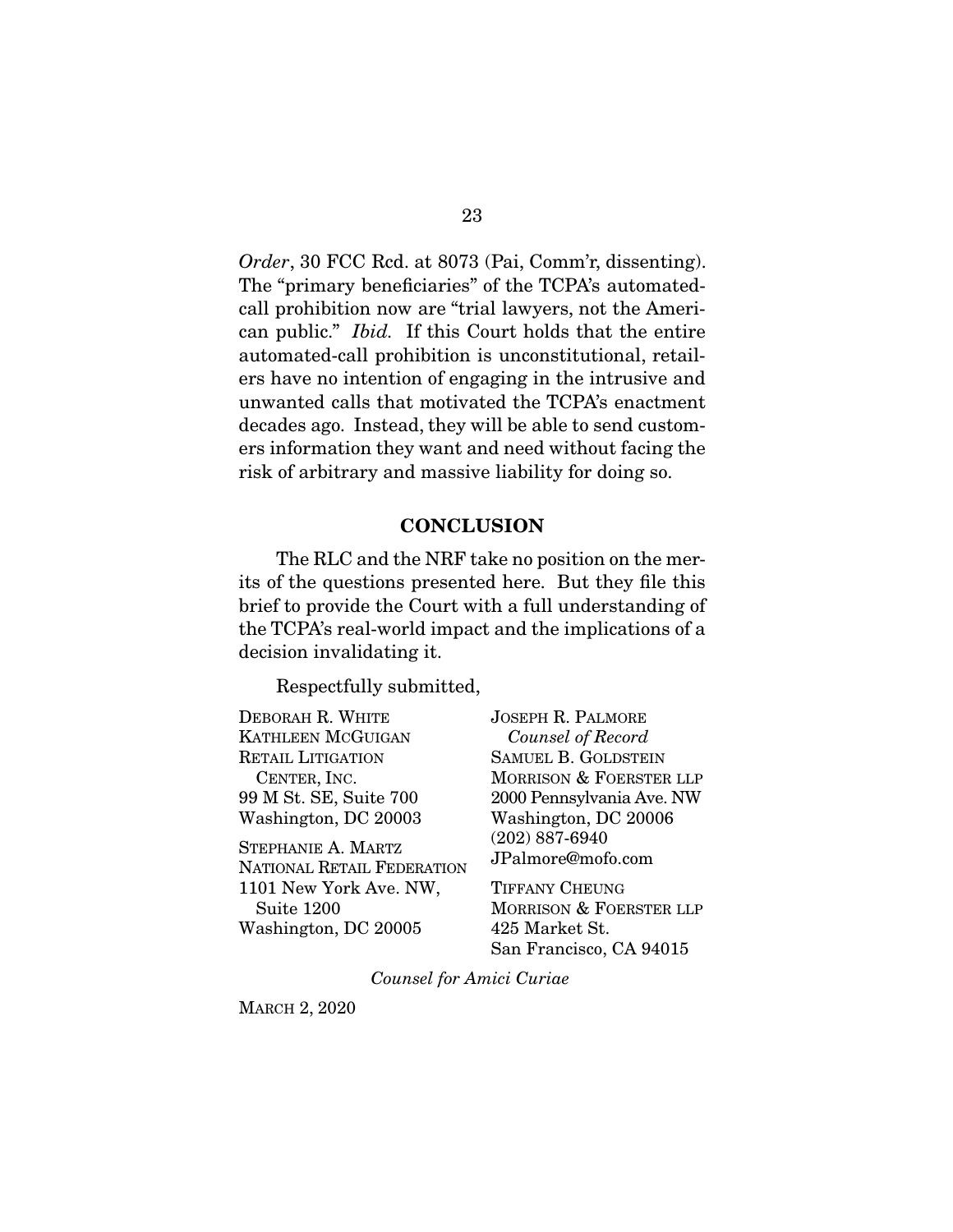*Order*, 30 FCC Rcd. at 8073 (Pai, Comm'r, dissenting). The "primary beneficiaries" of the TCPA's automated-call prohibition now are "trial lawyers, not the American public." *Ibid.* If this Court holds that the entire automated-call prohibition is unconstitutional, retailers have no intention of engaging in the intrusive and unwanted calls that motivated the TCPA's enactment decades ago. Instead, they will be able to send customers information they want and need without facing the risk of arbitrary and massive liability for doing so.

## CONCLUSION

The RLC and the NRF take no position on the merits of the questions presented here. But they file this brief to provide the Court with a full understanding of the TCPA's real-world impact and the implications of a decision invalidating it.

Respectfully submitted,

DEBORAH R. WHITE
KATHLEEN MCGUIGAN
RETAIL LITIGATION CENTER, INC.
99 M St. SE, Suite 700
Washington, DC 20003

STEPHANIE A. MARTZ
NATIONAL RETAIL FEDERATION
1101 New York Ave. NW, Suite 1200
Washington, DC 20005

JOSEPH R. PALMORE
*Counsel of Record*
SAMUEL B. GOLDSTEIN
MORRISON & FOERSTER LLP
2000 Pennsylvania Ave. NW
Washington, DC 20006
(202) 887-6940
JPalmore@mofo.com

TIFFANY CHEUNG
MORRISON & FOERSTER LLP
425 Market St.
San Francisco, CA 94015

*Counsel for Amici Curiae*

MARCH 2, 2020